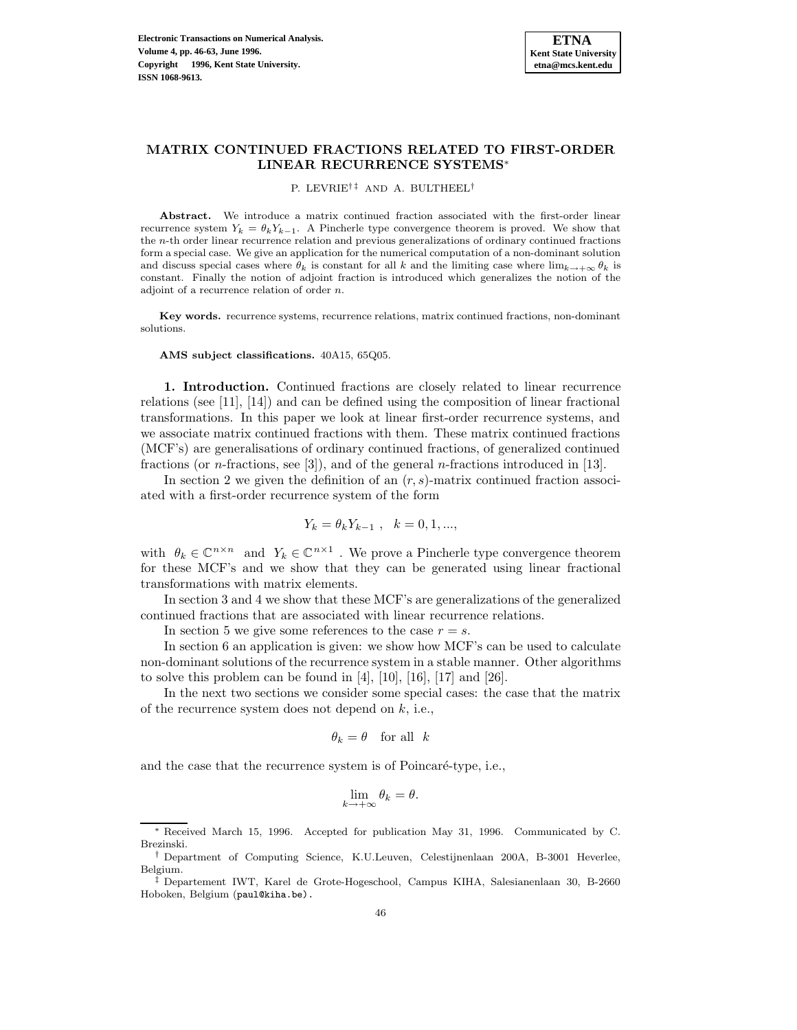# MATRIX CONTINUED FRACTIONS RELATED TO FIRST-ORDER LINEAR RECURRENCE SYSTEMS*

P. LEVRIE[† ‡] AND A. BULTHEEL[†]

**Abstract.** We introduce a matrix continued fraction associated with the first-order linear recurrence system $Y_k = \theta_k Y_{k-1}$. A Pincherle type convergence theorem is proved. We show that the $n$-th order linear recurrence relation and previous generalizations of ordinary continued fractions form a special case. We give an application for the numerical computation of a non-dominant solution and discuss special cases where $\theta_k$ is constant for all $k$ and the limiting case where $\lim_{k\to+\infty} \theta_k$ is constant. Finally the notion of adjoint fraction is introduced which generalizes the notion of the adjoint of a recurrence relation of order $n$.

**Key words.** recurrence systems, recurrence relations, matrix continued fractions, non-dominant solutions.

**AMS subject classifications.** 40A15, 65Q05.

**1. Introduction.** Continued fractions are closely related to linear recurrence relations (see [11], [14]) and can be defined using the composition of linear fractional transformations. In this paper we look at linear first-order recurrence systems, and we associate matrix continued fractions with them. These matrix continued fractions (MCF's) are generalisations of ordinary continued fractions, of generalized continued fractions (or $n$-fractions, see [3]), and of the general $n$-fractions introduced in [13].

In section 2 we given the definition of an $(r, s)$-matrix continued fraction associated with a first-order recurrence system of the form

$$Y_k = \theta_k Y_{k-1}\ , \quad k = 0, 1, ...,$$

with $\theta_k \in \mathbb{C}^{n\times n}$ and $Y_k \in \mathbb{C}^{n\times 1}$ . We prove a Pincherle type convergence theorem for these MCF's and we show that they can be generated using linear fractional transformations with matrix elements.

In section 3 and 4 we show that these MCF's are generalizations of the generalized continued fractions that are associated with linear recurrence relations.

In section 5 we give some references to the case $r = s$.

In section 6 an application is given: we show how MCF's can be used to calculate non-dominant solutions of the recurrence system in a stable manner. Other algorithms to solve this problem can be found in [4], [10], [16], [17] and [26].

In the next two sections we consider some special cases: the case that the matrix of the recurrence system does not depend on $k$, i.e.,

$$\theta_k = \theta \quad \text{for all} \quad k$$

and the case that the recurrence system is of Poincaré-type, i.e.,

$$\lim_{k\to+\infty} \theta_k = \theta.$$

---

* Received March 15, 1996. Accepted for publication May 31, 1996. Communicated by C. Brezinski.

† Department of Computing Science, K.U.Leuven, Celestijnenlaan 200A, B-3001 Heverlee, Belgium.

‡ Departement IWT, Karel de Grote-Hogeschool, Campus KIHA, Salesianenlaan 30, B-2660 Hoboken, Belgium (paul@kiha.be).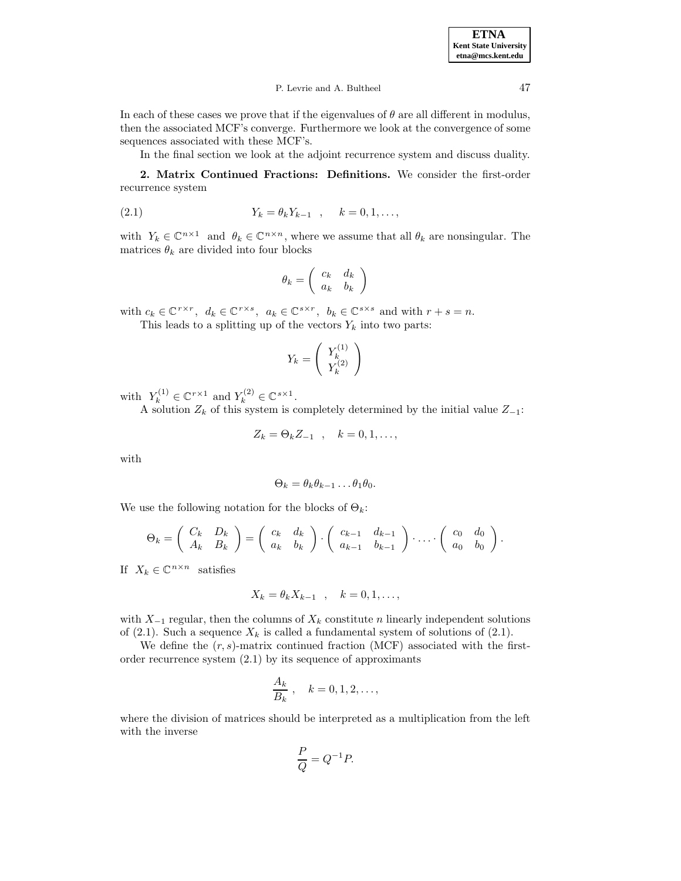In each of these cases we prove that if the eigenvalues of $\theta$ are all different in modulus, then the associated MCF's converge. Furthermore we look at the convergence of some sequences associated with these MCF's.

In the final section we look at the adjoint recurrence system and discuss duality.

## 2. Matrix Continued Fractions: Definitions.

We consider the first-order recurrence system

$$Y_k = \theta_k Y_{k-1} \quad , \quad k = 0, 1, \ldots, \tag{2.1}$$

with $Y_k \in \mathbb{C}^{n \times 1}$ and $\theta_k \in \mathbb{C}^{n \times n}$, where we assume that all $\theta_k$ are nonsingular. The matrices $\theta_k$ are divided into four blocks

$$\theta_k = \begin{pmatrix} c_k & d_k \\ a_k & b_k \end{pmatrix}$$

with $c_k \in \mathbb{C}^{r \times r}$, $d_k \in \mathbb{C}^{r \times s}$, $a_k \in \mathbb{C}^{s \times r}$, $b_k \in \mathbb{C}^{s \times s}$ and with $r + s = n$.

This leads to a splitting up of the vectors $Y_k$ into two parts:

$$Y_k = \begin{pmatrix} Y_k^{(1)} \\ Y_k^{(2)} \end{pmatrix}$$

with $Y_k^{(1)} \in \mathbb{C}^{r \times 1}$ and $Y_k^{(2)} \in \mathbb{C}^{s \times 1}$.

A solution $Z_k$ of this system is completely determined by the initial value $Z_{-1}$:

$$Z_k = \Theta_k Z_{-1} \quad , \quad k = 0, 1, \ldots,$$

with

$$\Theta_k = \theta_k \theta_{k-1} \ldots \theta_1 \theta_0.$$

We use the following notation for the blocks of $\Theta_k$:

$$\Theta_k = \begin{pmatrix} C_k & D_k \\ A_k & B_k \end{pmatrix} = \begin{pmatrix} c_k & d_k \\ a_k & b_k \end{pmatrix} \cdot \begin{pmatrix} c_{k-1} & d_{k-1} \\ a_{k-1} & b_{k-1} \end{pmatrix} \cdot \ldots \cdot \begin{pmatrix} c_0 & d_0 \\ a_0 & b_0 \end{pmatrix}.$$

If $X_k \in \mathbb{C}^{n \times n}$ satisfies

$$X_k = \theta_k X_{k-1} \quad , \quad k = 0, 1, \ldots,$$

with $X_{-1}$ regular, then the columns of $X_k$ constitute $n$ linearly independent solutions of (2.1). Such a sequence $X_k$ is called a fundamental system of solutions of (2.1).

We define the $(r, s)$-matrix continued fraction (MCF) associated with the first-order recurrence system (2.1) by its sequence of approximants

$$\frac{A_k}{B_k} \ , \quad k = 0, 1, 2, \ldots,$$

where the division of matrices should be interpreted as a multiplication from the left with the inverse

$$\frac{P}{Q} = Q^{-1} P.$$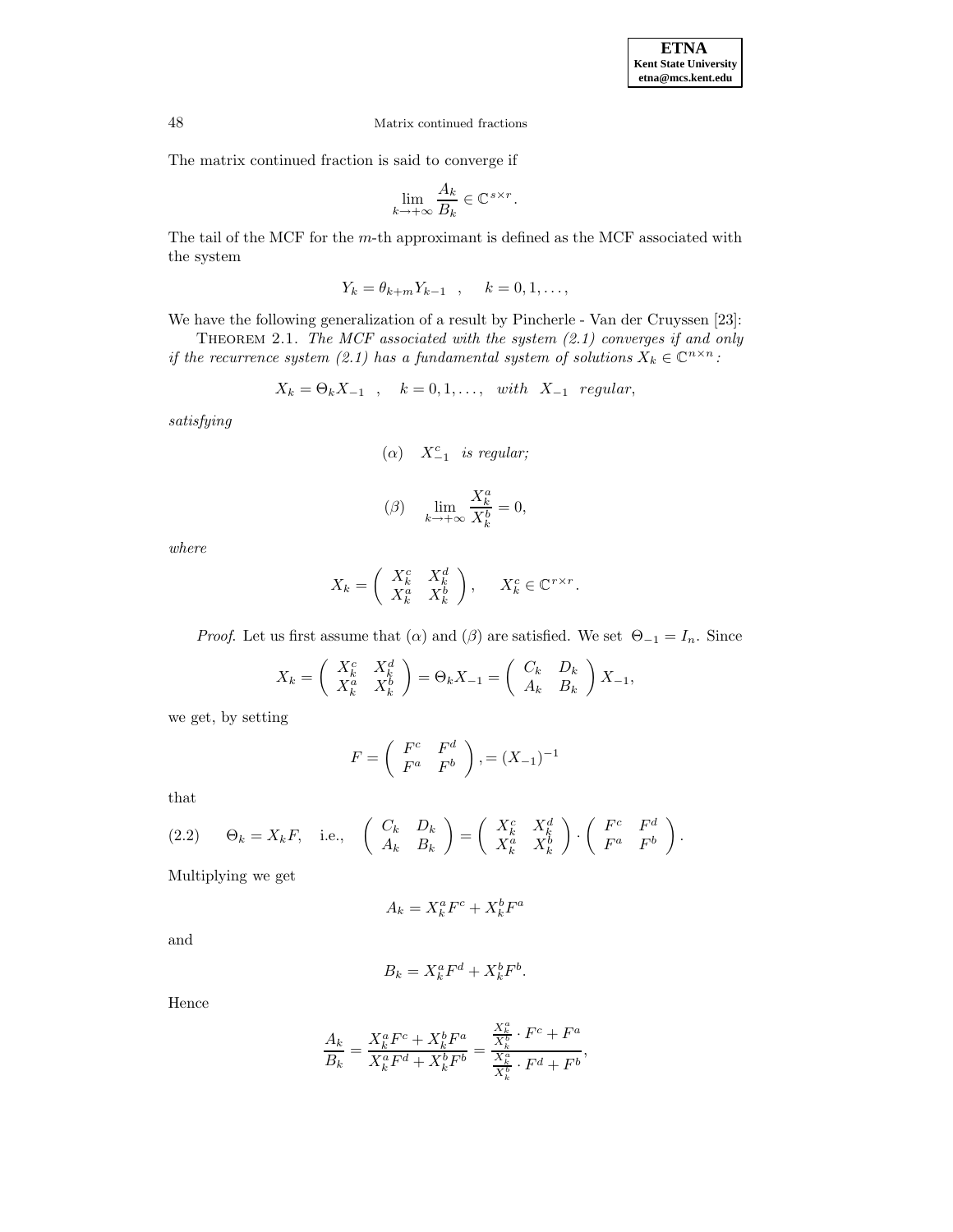The matrix continued fraction is said to converge if

$$\lim_{k\to+\infty} \frac{A_k}{B_k} \in \mathbb{C}^{s\times r}.$$

The tail of the MCF for the $m$-th approximant is defined as the MCF associated with the system

$$Y_k = \theta_{k+m} Y_{k-1} \quad , \qquad k = 0, 1, \ldots,$$

We have the following generalization of a result by Pincherle - Van der Cruyssen [23]:

THEOREM 2.1. *The MCF associated with the system (2.1) converges if and only if the recurrence system (2.1) has a fundamental system of solutions $X_k \in \mathbb{C}^{n\times n}$:*

$$X_k = \Theta_k X_{-1} \quad , \quad k = 0, 1, \ldots, \quad \textit{with} \quad X_{-1} \quad \textit{regular},$$

*satisfying*

$$(\alpha) \quad X^c_{-1} \quad \textit{is regular;}$$

$$(\beta) \quad \lim_{k\to+\infty} \frac{X^a_k}{X^b_k} = 0,$$

*where*

$$X_k = \begin{pmatrix} X^c_k & X^d_k \\ X^a_k & X^b_k \end{pmatrix}, \qquad X^c_k \in \mathbb{C}^{r\times r}.$$

*Proof.* Let us first assume that $(\alpha)$ and $(\beta)$ are satisfied. We set $\Theta_{-1} = I_n$. Since

$$X_k = \begin{pmatrix} X^c_k & X^d_k \\ X^a_k & X^b_k \end{pmatrix} = \Theta_k X_{-1} = \begin{pmatrix} C_k & D_k \\ A_k & B_k \end{pmatrix} X_{-1},$$

we get, by setting

$$F = \begin{pmatrix} F^c & F^d \\ F^a & F^b \end{pmatrix}, = (X_{-1})^{-1}$$

that

$$\Theta_k = X_k F, \quad \text{i.e.,} \quad \begin{pmatrix} C_k & D_k \\ A_k & B_k \end{pmatrix} = \begin{pmatrix} X^c_k & X^d_k \\ X^a_k & X^b_k \end{pmatrix} \cdot \begin{pmatrix} F^c & F^d \\ F^a & F^b \end{pmatrix}. \tag{2.2}$$

Multiplying we get

$$A_k = X^a_k F^c + X^b_k F^a$$

and

$$B_k = X^a_k F^d + X^b_k F^b.$$

Hence

$$\frac{A_k}{B_k} = \frac{X^a_k F^c + X^b_k F^a}{X^a_k F^d + X^b_k F^b} = \frac{\frac{X^a_k}{X^b_k} \cdot F^c + F^a}{\frac{X^a_k}{X^b_k} \cdot F^d + F^b},$$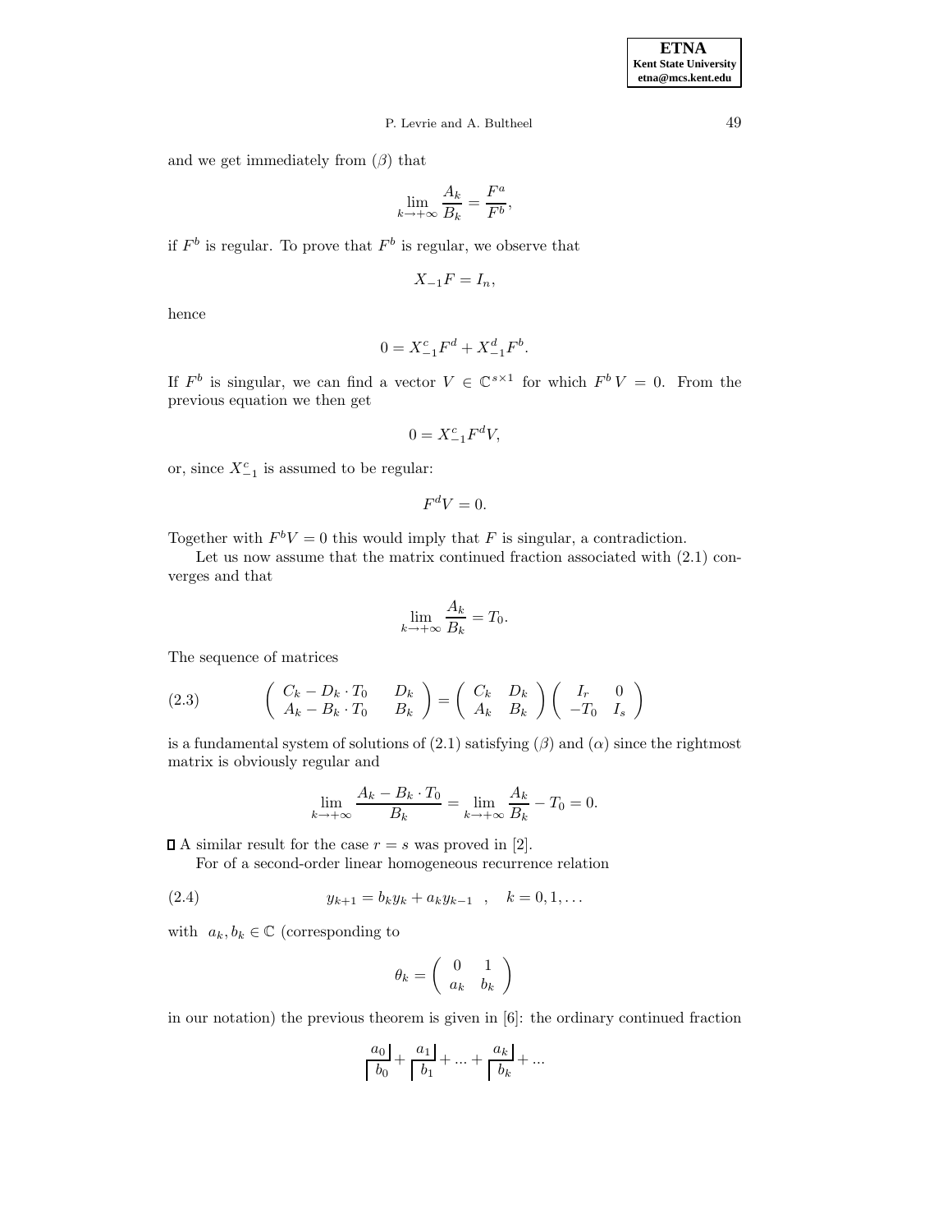and we get immediately from $(\beta)$ that

$$\lim_{k\to+\infty} \frac{A_k}{B_k} = \frac{F^a}{F^b},$$

if $F^b$ is regular. To prove that $F^b$ is regular, we observe that

$$X_{-1}F = I_n,$$

hence

$$0 = X^c_{-1}F^d + X^d_{-1}F^b.$$

If $F^b$ is singular, we can find a vector $V \in \mathbb{C}^{s\times 1}$ for which $F^b V = 0$. From the previous equation we then get

$$0 = X^c_{-1}F^d V,$$

or, since $X^c_{-1}$ is assumed to be regular:

$$F^d V = 0.$$

Together with $F^b V = 0$ this would imply that $F$ is singular, a contradiction.

Let us now assume that the matrix continued fraction associated with (2.1) converges and that

$$\lim_{k\to+\infty} \frac{A_k}{B_k} = T_0.$$

The sequence of matrices

$$\begin{pmatrix} C_k - D_k \cdot T_0 & D_k \\ A_k - B_k \cdot T_0 & B_k \end{pmatrix} = \begin{pmatrix} C_k & D_k \\ A_k & B_k \end{pmatrix} \begin{pmatrix} I_r & 0 \\ -T_0 & I_s \end{pmatrix} \tag{2.3}$$

is a fundamental system of solutions of (2.1) satisfying $(\beta)$ and $(\alpha)$ since the rightmost matrix is obviously regular and

$$\lim_{k\to+\infty} \frac{A_k - B_k \cdot T_0}{B_k} = \lim_{k\to+\infty} \frac{A_k}{B_k} - T_0 = 0.$$

□ A similar result for the case $r = s$ was proved in [2].

For of a second-order linear homogeneous recurrence relation

$$y_{k+1} = b_k y_k + a_k y_{k-1} \quad , \quad k = 0, 1, \ldots \tag{2.4}$$

with $a_k, b_k \in \mathbb{C}$ (corresponding to

$$\theta_k = \begin{pmatrix} 0 & 1 \\ a_k & b_k \end{pmatrix}$$

in our notation) the previous theorem is given in [6]: the ordinary continued fraction

$$\frac{a_0|}{|b_0} + \frac{a_1|}{|b_1} + \ldots + \frac{a_k|}{|b_k} + \ldots$$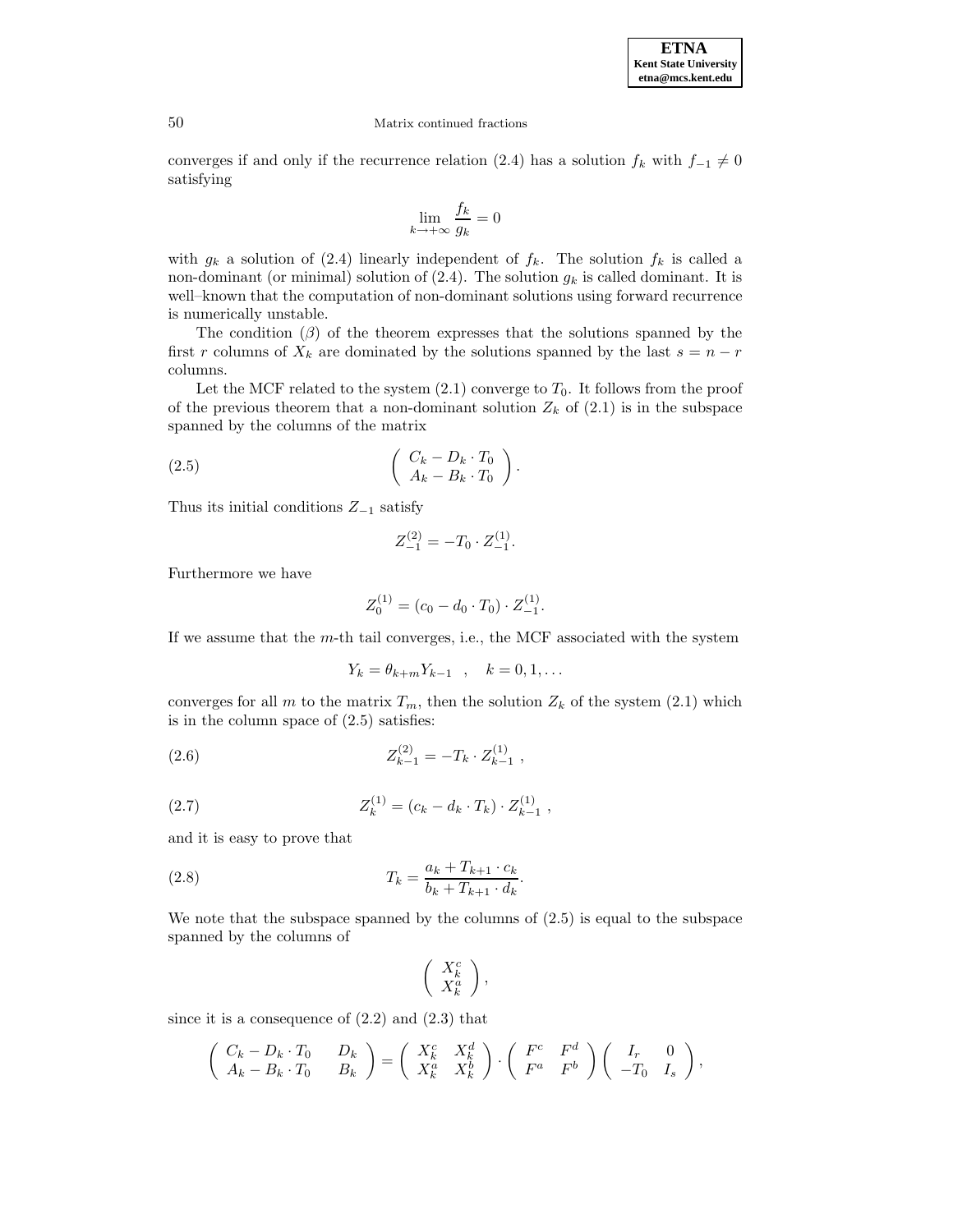converges if and only if the recurrence relation (2.4) has a solution $f_k$ with $f_{-1} \neq 0$ satisfying

$$\lim_{k \to +\infty} \frac{f_k}{g_k} = 0$$

with $g_k$ a solution of (2.4) linearly independent of $f_k$. The solution $f_k$ is called a non-dominant (or minimal) solution of (2.4). The solution $g_k$ is called dominant. It is well–known that the computation of non-dominant solutions using forward recurrence is numerically unstable.

The condition $(\beta)$ of the theorem expresses that the solutions spanned by the first $r$ columns of $X_k$ are dominated by the solutions spanned by the last $s = n - r$ columns.

Let the MCF related to the system (2.1) converge to $T_0$. It follows from the proof of the previous theorem that a non-dominant solution $Z_k$ of (2.1) is in the subspace spanned by the columns of the matrix

$$\begin{pmatrix} C_k - D_k \cdot T_0 \\ A_k - B_k \cdot T_0 \end{pmatrix}. \tag{2.5}$$

Thus its initial conditions $Z_{-1}$ satisfy

$$Z_{-1}^{(2)} = -T_0 \cdot Z_{-1}^{(1)}.$$

Furthermore we have

$$Z_0^{(1)} = (c_0 - d_0 \cdot T_0) \cdot Z_{-1}^{(1)}.$$

If we assume that the $m$-th tail converges, i.e., the MCF associated with the system

$$Y_k = \theta_{k+m} Y_{k-1} \quad , \quad k = 0, 1, \ldots$$

converges for all $m$ to the matrix $T_m$, then the solution $Z_k$ of the system (2.1) which is in the column space of (2.5) satisfies:

$$Z_{k-1}^{(2)} = -T_k \cdot Z_{k-1}^{(1)} \ , \tag{2.6}$$

$$Z_k^{(1)} = (c_k - d_k \cdot T_k) \cdot Z_{k-1}^{(1)} \ , \tag{2.7}$$

and it is easy to prove that

$$T_k = \frac{a_k + T_{k+1} \cdot c_k}{b_k + T_{k+1} \cdot d_k}. \tag{2.8}$$

We note that the subspace spanned by the columns of (2.5) is equal to the subspace spanned by the columns of

$$\begin{pmatrix} X_k^c \\ X_k^a \end{pmatrix},$$

since it is a consequence of (2.2) and (2.3) that

$$\begin{pmatrix} C_k - D_k \cdot T_0 & D_k \\ A_k - B_k \cdot T_0 & B_k \end{pmatrix} = \begin{pmatrix} X_k^c & X_k^d \\ X_k^a & X_k^b \end{pmatrix} \cdot \begin{pmatrix} F^c & F^d \\ F^a & F^b \end{pmatrix} \begin{pmatrix} I_r & 0 \\ -T_0 & I_s \end{pmatrix},$$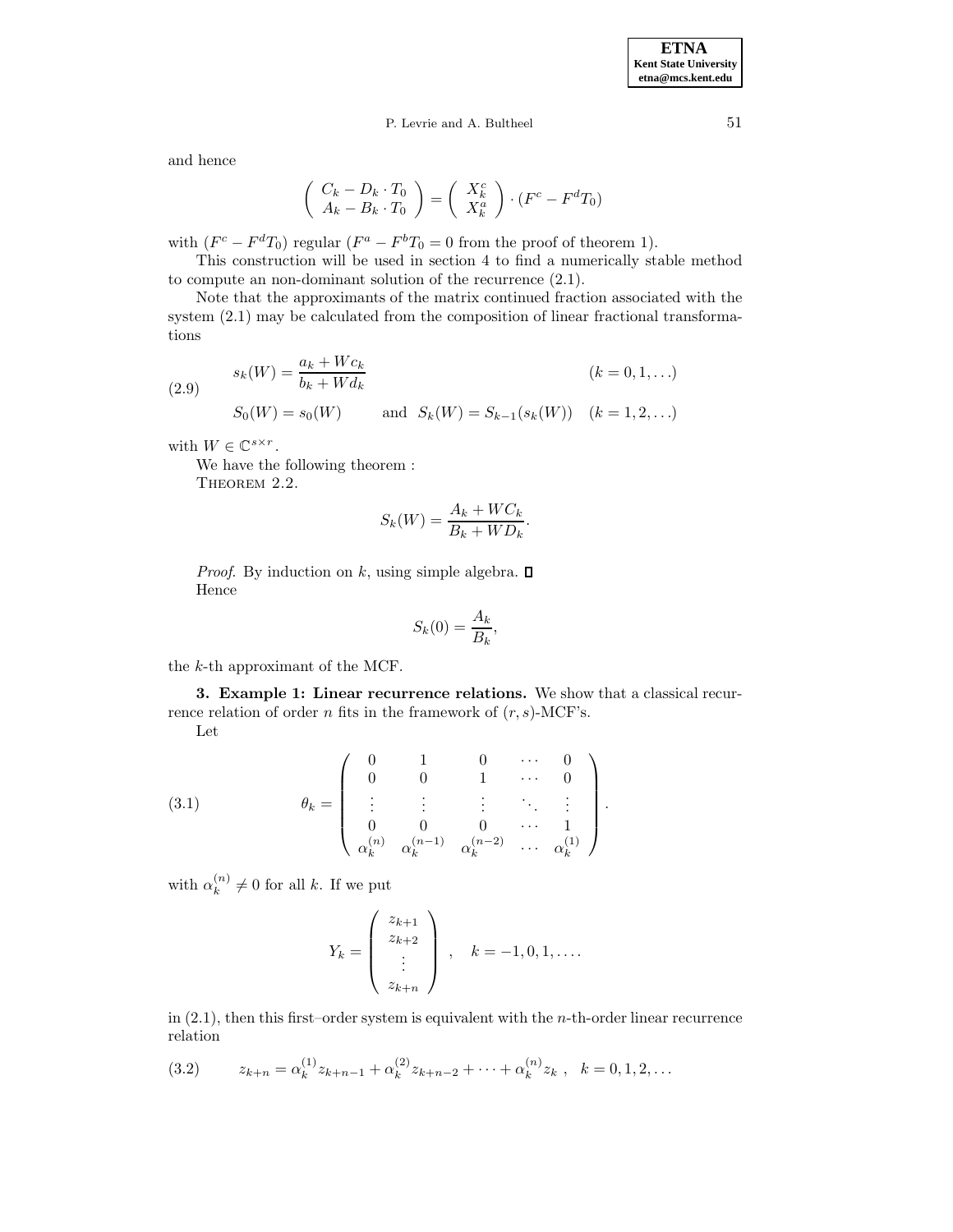and hence

$$\begin{pmatrix} C_k - D_k \cdot T_0 \\ A_k - B_k \cdot T_0 \end{pmatrix} = \begin{pmatrix} X_k^c \\ X_k^a \end{pmatrix} \cdot (F^c - F^d T_0)$$

with $(F^c - F^d T_0)$ regular ($F^a - F^b T_0 = 0$ from the proof of theorem 1).

This construction will be used in section 4 to find a numerically stable method to compute an non-dominant solution of the recurrence (2.1).

Note that the approximants of the matrix continued fraction associated with the system (2.1) may be calculated from the composition of linear fractional transformations

$$(2.9) \qquad \begin{aligned} &s_k(W) = \frac{a_k + W c_k}{b_k + W d_k} && (k = 0, 1, \ldots) \\ &S_0(W) = s_0(W) \qquad \text{and} \quad S_k(W) = S_{k-1}(s_k(W)) && (k = 1, 2, \ldots) \end{aligned}$$

with $W \in \mathbb{C}^{s \times r}$.

We have the following theorem :

THEOREM 2.2.

$$S_k(W) = \frac{A_k + W C_k}{B_k + W D_k}.$$

*Proof.* By induction on $k$, using simple algebra. □

Hence

$$S_k(0) = \frac{A_k}{B_k},$$

the $k$-th approximant of the MCF.

**3. Example 1: Linear recurrence relations.** We show that a classical recurrence relation of order $n$ fits in the framework of $(r, s)$-MCF's.

Let

$$(3.1) \qquad \theta_k = \begin{pmatrix} 0 & 1 & 0 & \cdots & 0 \\ 0 & 0 & 1 & \cdots & 0 \\ \vdots & \vdots & \vdots & \ddots & \vdots \\ 0 & 0 & 0 & \cdots & 1 \\ \alpha_k^{(n)} & \alpha_k^{(n-1)} & \alpha_k^{(n-2)} & \cdots & \alpha_k^{(1)} \end{pmatrix}.$$

with $\alpha_k^{(n)} \neq 0$ for all $k$. If we put

$$Y_k = \begin{pmatrix} z_{k+1} \\ z_{k+2} \\ \vdots \\ z_{k+n} \end{pmatrix}, \quad k = -1, 0, 1, \ldots.$$

in (2.1), then this first–order system is equivalent with the $n$-th-order linear recurrence relation

$$(3.2) \qquad z_{k+n} = \alpha_k^{(1)} z_{k+n-1} + \alpha_k^{(2)} z_{k+n-2} + \cdots + \alpha_k^{(n)} z_k \ , \quad k = 0, 1, 2, \ldots$$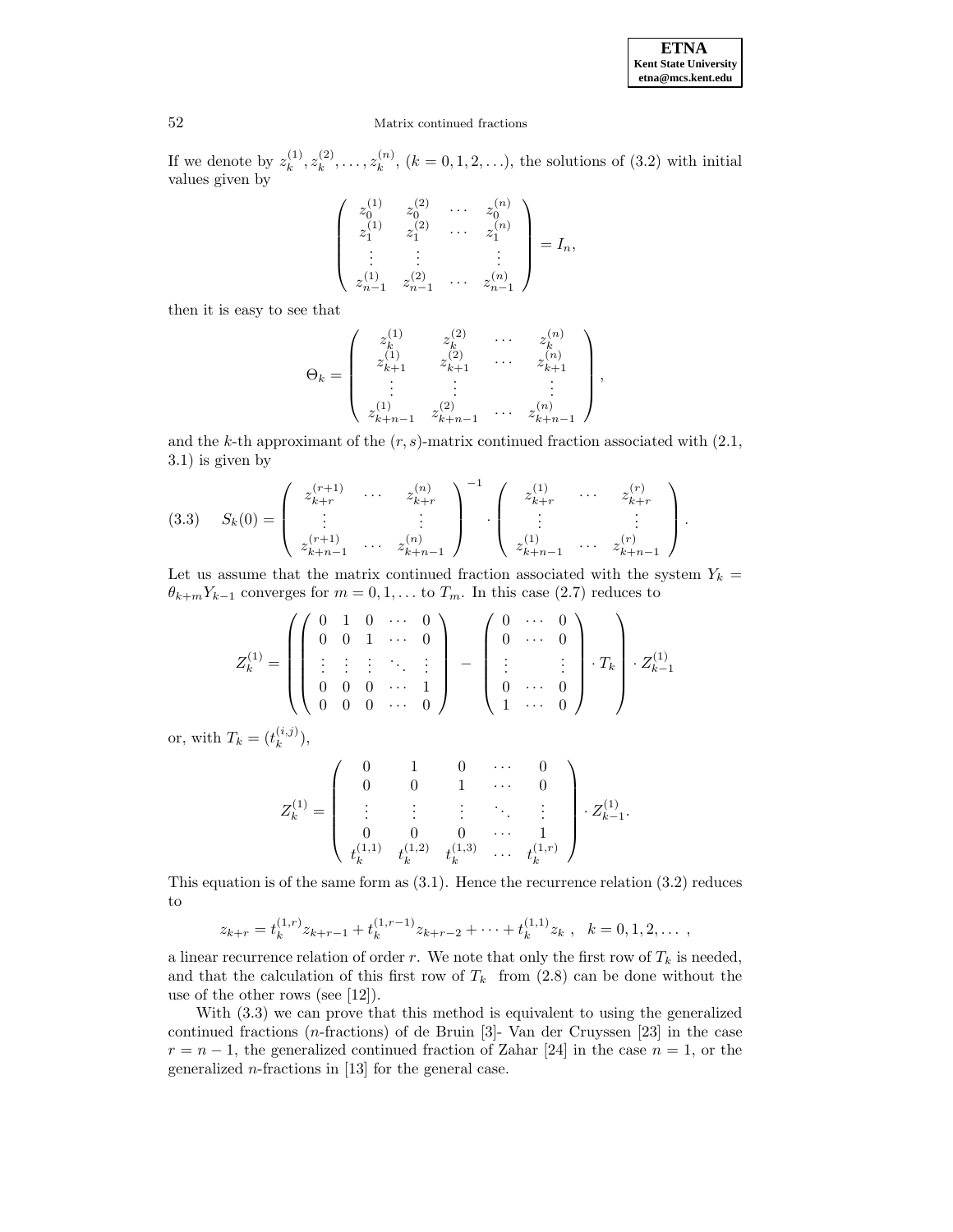If we denote by $z_k^{(1)}, z_k^{(2)}, \ldots, z_k^{(n)}$, $(k = 0, 1, 2, \ldots)$, the solutions of (3.2) with initial values given by

$$\begin{pmatrix} z_0^{(1)} & z_0^{(2)} & \cdots & z_0^{(n)} \\ z_1^{(1)} & z_1^{(2)} & \cdots & z_1^{(n)} \\ \vdots & \vdots & & \vdots \\ z_{n-1}^{(1)} & z_{n-1}^{(2)} & \cdots & z_{n-1}^{(n)} \end{pmatrix} = I_n,$$

then it is easy to see that

$$\Theta_k = \begin{pmatrix} z_k^{(1)} & z_k^{(2)} & \cdots & z_k^{(n)} \\ z_{k+1}^{(1)} & z_{k+1}^{(2)} & \cdots & z_{k+1}^{(n)} \\ \vdots & \vdots & & \vdots \\ z_{k+n-1}^{(1)} & z_{k+n-1}^{(2)} & \cdots & z_{k+n-1}^{(n)} \end{pmatrix},$$

and the $k$-th approximant of the $(r, s)$-matrix continued fraction associated with (2.1, 3.1) is given by

$$S_k(0) = \begin{pmatrix} z_{k+r}^{(r+1)} & \cdots & z_{k+r}^{(n)} \\ \vdots & & \vdots \\ z_{k+n-1}^{(r+1)} & \cdots & z_{k+n-1}^{(n)} \end{pmatrix}^{-1} \cdot \begin{pmatrix} z_{k+r}^{(1)} & \cdots & z_{k+r}^{(r)} \\ \vdots & & \vdots \\ z_{k+n-1}^{(1)} & \cdots & z_{k+n-1}^{(r)} \end{pmatrix}. \tag{3.3}$$

Let us assume that the matrix continued fraction associated with the system $Y_k = \theta_{k+m} Y_{k-1}$ converges for $m = 0, 1, \ldots$ to $T_m$. In this case (2.7) reduces to

$$Z_k^{(1)} = \left( \begin{pmatrix} 0 & 1 & 0 & \cdots & 0 \\ 0 & 0 & 1 & \cdots & 0 \\ \vdots & \vdots & \vdots & \ddots & \vdots \\ 0 & 0 & 0 & \cdots & 1 \\ 0 & 0 & 0 & \cdots & 0 \end{pmatrix} - \begin{pmatrix} 0 & \cdots & 0 \\ 0 & \cdots & 0 \\ \vdots & & \vdots \\ 0 & \cdots & 0 \\ 1 & \cdots & 0 \end{pmatrix} \cdot T_k \right) \cdot Z_{k-1}^{(1)}$$

or, with $T_k = (t_k^{(i,j)})$,

$$Z_k^{(1)} = \begin{pmatrix} 0 & 1 & 0 & \cdots & 0 \\ 0 & 0 & 1 & \cdots & 0 \\ \vdots & \vdots & \vdots & \ddots & \vdots \\ 0 & 0 & 0 & \cdots & 1 \\ t_k^{(1,1)} & t_k^{(1,2)} & t_k^{(1,3)} & \cdots & t_k^{(1,r)} \end{pmatrix} \cdot Z_{k-1}^{(1)}.$$

This equation is of the same form as (3.1). Hence the recurrence relation (3.2) reduces to

$$z_{k+r} = t_k^{(1,r)} z_{k+r-1} + t_k^{(1,r-1)} z_{k+r-2} + \cdots + t_k^{(1,1)} z_k \ , \quad k = 0, 1, 2, \ldots \ ,$$

a linear recurrence relation of order $r$. We note that only the first row of $T_k$ is needed, and that the calculation of this first row of $T_k$ from (2.8) can be done without the use of the other rows (see [12]).

With (3.3) we can prove that this method is equivalent to using the generalized continued fractions ($n$-fractions) of de Bruin [3]- Van der Cruyssen [23] in the case $r = n - 1$, the generalized continued fraction of Zahar [24] in the case $n = 1$, or the generalized $n$-fractions in [13] for the general case.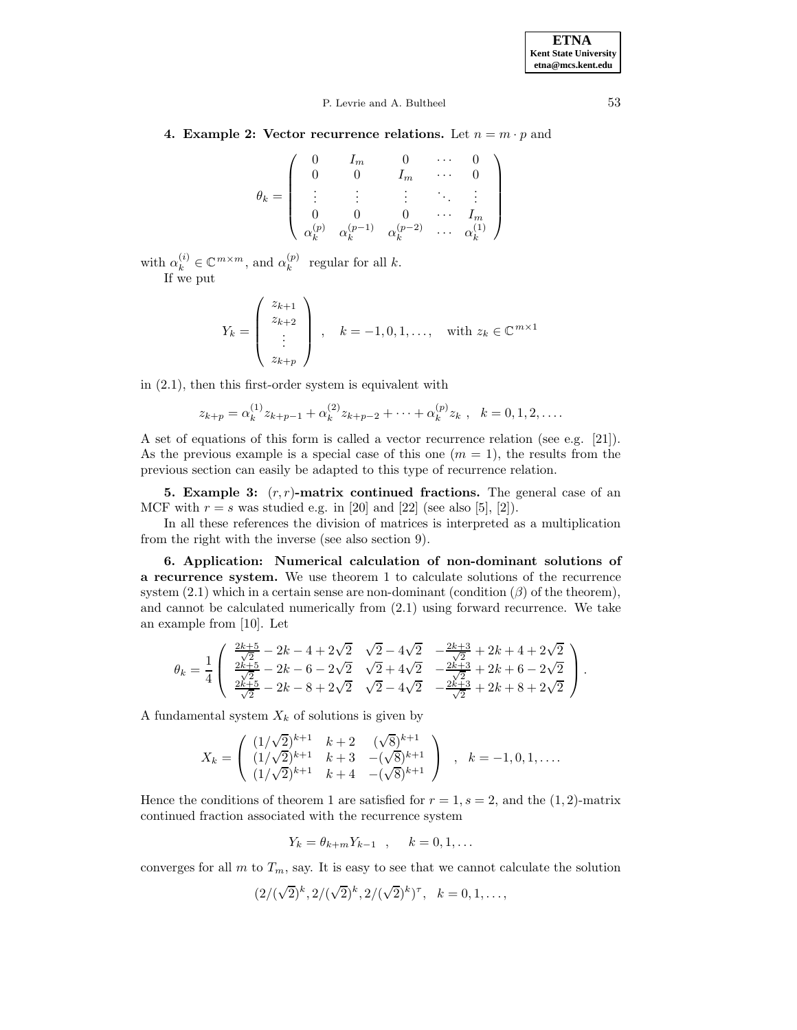**4. Example 2: Vector recurrence relations.** Let $n = m \cdot p$ and

$$\theta_k = \begin{pmatrix} 0 & I_m & 0 & \cdots & 0 \\ 0 & 0 & I_m & \cdots & 0 \\ \vdots & \vdots & \vdots & \ddots & \vdots \\ 0 & 0 & 0 & \cdots & I_m \\ \alpha_k^{(p)} & \alpha_k^{(p-1)} & \alpha_k^{(p-2)} & \cdots & \alpha_k^{(1)} \end{pmatrix}$$

with $\alpha_k^{(i)} \in \mathbb{C}^{m \times m}$, and $\alpha_k^{(p)}$ regular for all $k$.

If we put

$$Y_k = \begin{pmatrix} z_{k+1} \\ z_{k+2} \\ \vdots \\ z_{k+p} \end{pmatrix}, \quad k = -1, 0, 1, \ldots, \quad \text{with } z_k \in \mathbb{C}^{m \times 1}$$

in (2.1), then this first-order system is equivalent with

$$z_{k+p} = \alpha_k^{(1)} z_{k+p-1} + \alpha_k^{(2)} z_{k+p-2} + \cdots + \alpha_k^{(p)} z_k \ , \quad k = 0, 1, 2, \ldots.$$

A set of equations of this form is called a vector recurrence relation (see e.g. [21]). As the previous example is a special case of this one ($m = 1$), the results from the previous section can easily be adapted to this type of recurrence relation.

**5. Example 3: $(r, r)$-matrix continued fractions.** The general case of an MCF with $r = s$ was studied e.g. in [20] and [22] (see also [5], [2]).

In all these references the division of matrices is interpreted as a multiplication from the right with the inverse (see also section 9).

**6. Application: Numerical calculation of non-dominant solutions of a recurrence system.** We use theorem 1 to calculate solutions of the recurrence system (2.1) which in a certain sense are non-dominant (condition ($\beta$) of the theorem), and cannot be calculated numerically from (2.1) using forward recurrence. We take an example from [10]. Let

$$\theta_k = \frac{1}{4} \begin{pmatrix} \frac{2k+5}{\sqrt{2}} - 2k - 4 + 2\sqrt{2} & \sqrt{2} - 4\sqrt{2} & -\frac{2k+3}{\sqrt{2}} + 2k + 4 + 2\sqrt{2} \\ \frac{2k+5}{\sqrt{2}} - 2k - 6 - 2\sqrt{2} & \sqrt{2} + 4\sqrt{2} & -\frac{2k+3}{\sqrt{2}} + 2k + 6 - 2\sqrt{2} \\ \frac{2k+5}{\sqrt{2}} - 2k - 8 + 2\sqrt{2} & \sqrt{2} - 4\sqrt{2} & -\frac{2k+3}{\sqrt{2}} + 2k + 8 + 2\sqrt{2} \end{pmatrix}.$$

A fundamental system $X_k$ of solutions is given by

$$X_k = \begin{pmatrix} (1/\sqrt{2})^{k+1} & k+2 & (\sqrt{8})^{k+1} \\ (1/\sqrt{2})^{k+1} & k+3 & -(\sqrt{8})^{k+1} \\ (1/\sqrt{2})^{k+1} & k+4 & -(\sqrt{8})^{k+1} \end{pmatrix} \quad , \quad k = -1, 0, 1, \ldots.$$

Hence the conditions of theorem 1 are satisfied for $r = 1, s = 2$, and the $(1, 2)$-matrix continued fraction associated with the recurrence system

$$Y_k = \theta_{k+m} Y_{k-1} \quad , \qquad k = 0, 1, \ldots$$

converges for all $m$ to $T_m$, say. It is easy to see that we cannot calculate the solution

$$(2/(\sqrt{2})^k, 2/(\sqrt{2})^k, 2/(\sqrt{2})^k)^\tau, \quad k = 0, 1, \ldots,$$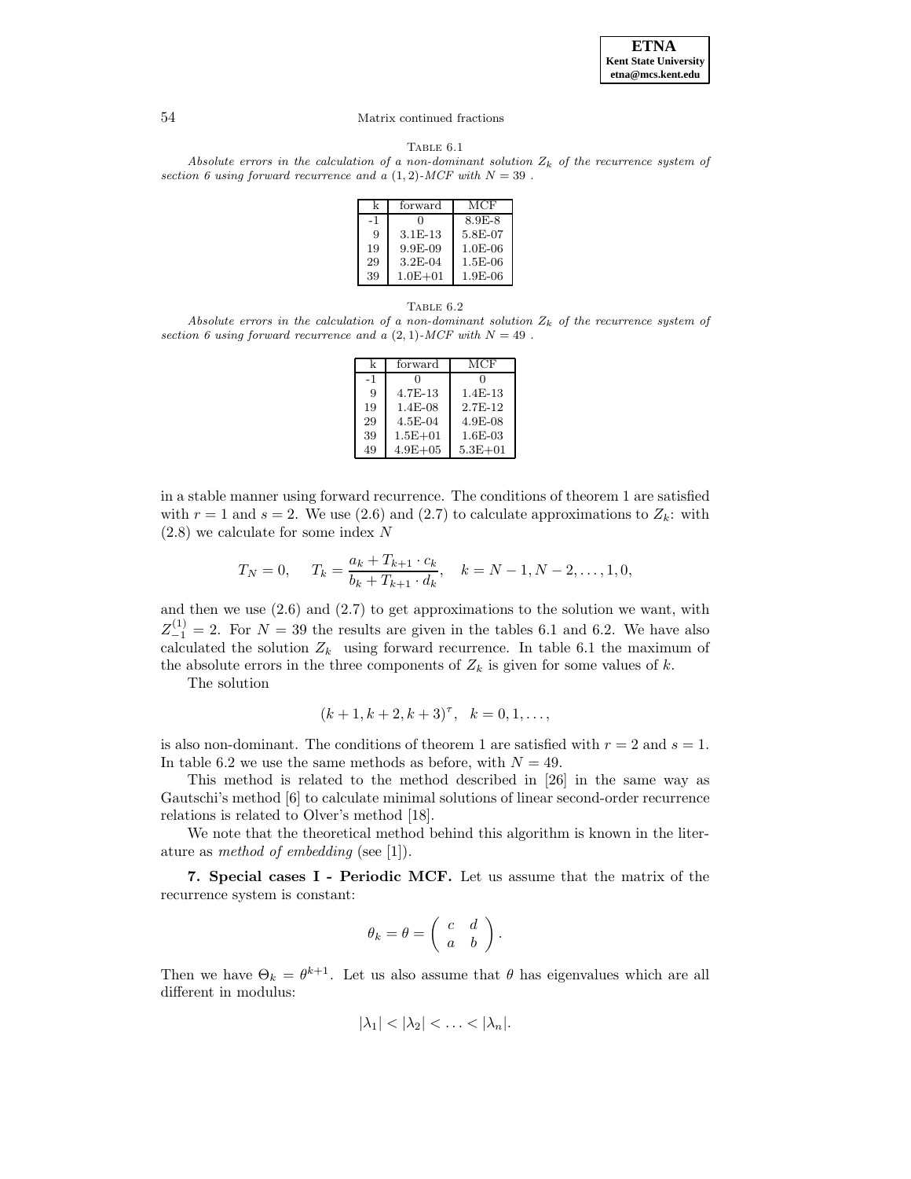Table 6.1

*Absolute errors in the calculation of a non-dominant solution $Z_k$ of the recurrence system of section 6 using forward recurrence and a $(1,2)$-MCF with $N = 39$ .*

| k | forward | MCF |
|---|---|---|
| -1 | 0 | 8.9E-8 |
| 9 | 3.1E-13 | 5.8E-07 |
| 19 | 9.9E-09 | 1.0E-06 |
| 29 | 3.2E-04 | 1.5E-06 |
| 39 | 1.0E+01 | 1.9E-06 |

Table 6.2

*Absolute errors in the calculation of a non-dominant solution $Z_k$ of the recurrence system of section 6 using forward recurrence and a $(2,1)$-MCF with $N = 49$ .*

| k | forward | MCF |
|---|---|---|
| -1 | 0 | 0 |
| 9 | 4.7E-13 | 1.4E-13 |
| 19 | 1.4E-08 | 2.7E-12 |
| 29 | 4.5E-04 | 4.9E-08 |
| 39 | 1.5E+01 | 1.6E-03 |
| 49 | 4.9E+05 | 5.3E+01 |

in a stable manner using forward recurrence. The conditions of theorem 1 are satisfied with $r = 1$ and $s = 2$. We use (2.6) and (2.7) to calculate approximations to $Z_k$: with (2.8) we calculate for some index $N$

$$T_N = 0, \quad T_k = \frac{a_k + T_{k+1} \cdot c_k}{b_k + T_{k+1} \cdot d_k}, \quad k = N-1, N-2, \ldots, 1, 0,$$

and then we use (2.6) and (2.7) to get approximations to the solution we want, with $Z_{-1}^{(1)} = 2$. For $N = 39$ the results are given in the tables 6.1 and 6.2. We have also calculated the solution $Z_k$ using forward recurrence. In table 6.1 the maximum of the absolute errors in the three components of $Z_k$ is given for some values of $k$.

The solution

$$(k+1, k+2, k+3)^\tau, \quad k = 0, 1, \ldots,$$

is also non-dominant. The conditions of theorem 1 are satisfied with $r = 2$ and $s = 1$. In table 6.2 we use the same methods as before, with $N = 49$.

This method is related to the method described in [26] in the same way as Gautschi's method [6] to calculate minimal solutions of linear second-order recurrence relations is related to Olver's method [18].

We note that the theoretical method behind this algorithm is known in the literature as *method of embedding* (see [1]).

**7. Special cases I - Periodic MCF.** Let us assume that the matrix of the recurrence system is constant:

$$\theta_k = \theta = \begin{pmatrix} c & d \\ a & b \end{pmatrix}.$$

Then we have $\Theta_k = \theta^{k+1}$. Let us also assume that $\theta$ has eigenvalues which are all different in modulus:

$$|\lambda_1| < |\lambda_2| < \ldots < |\lambda_n|.$$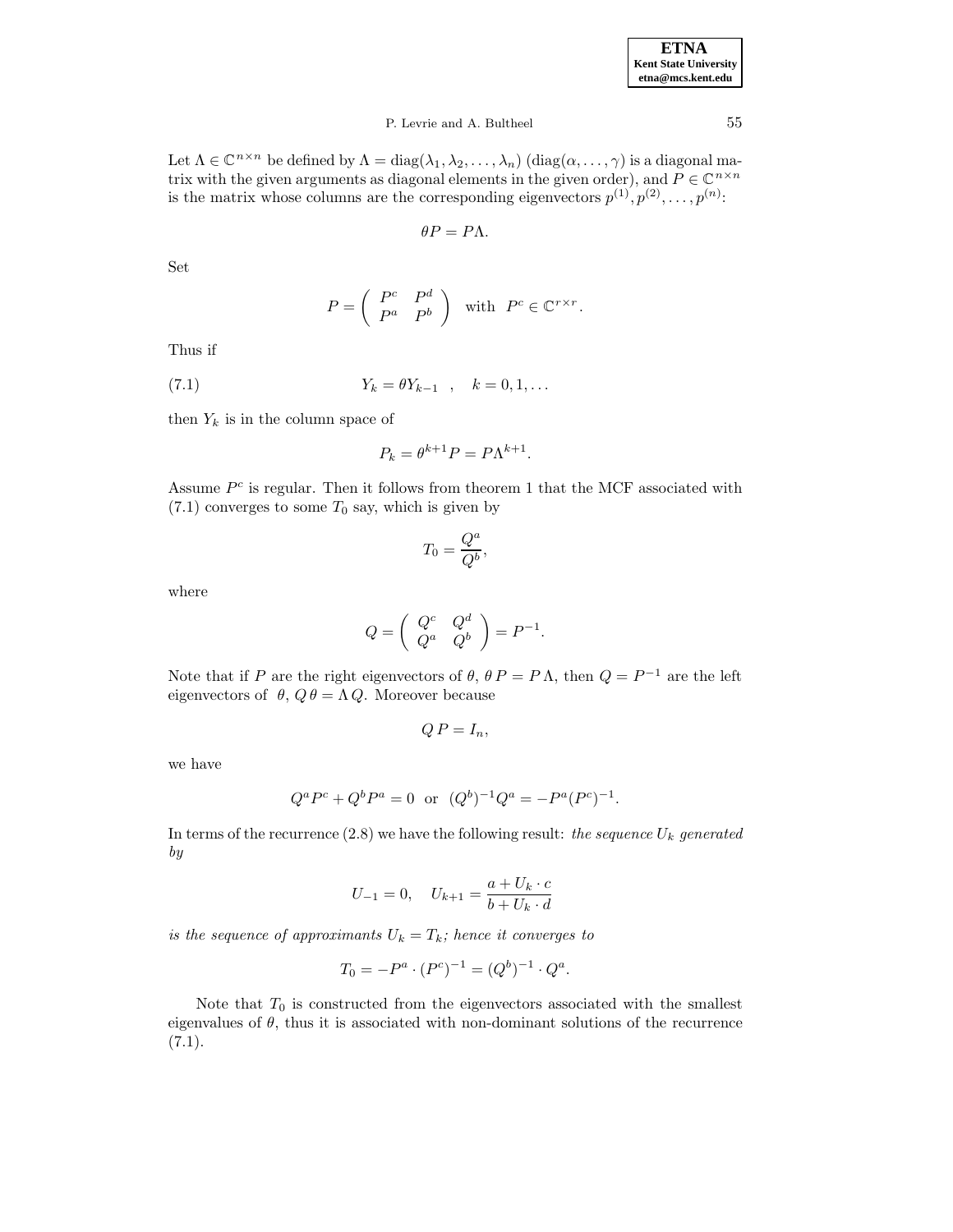Let $\Lambda \in \mathbb{C}^{n\times n}$ be defined by $\Lambda = \mathrm{diag}(\lambda_1, \lambda_2, \ldots, \lambda_n)$ ($\mathrm{diag}(\alpha, \ldots, \gamma)$ is a diagonal matrix with the given arguments as diagonal elements in the given order), and $P \in \mathbb{C}^{n\times n}$ is the matrix whose columns are the corresponding eigenvectors $p^{(1)}, p^{(2)}, \ldots, p^{(n)}$:

$$\theta P = P\Lambda.$$

Set

$$P = \begin{pmatrix} P^c & P^d \\ P^a & P^b \end{pmatrix} \quad \text{with} \quad P^c \in \mathbb{C}^{r\times r}.$$

Thus if

$$Y_k = \theta Y_{k-1} \quad , \quad k = 0, 1, \ldots \tag{7.1}$$

then $Y_k$ is in the column space of

$$P_k = \theta^{k+1} P = P\Lambda^{k+1}.$$

Assume $P^c$ is regular. Then it follows from theorem 1 that the MCF associated with (7.1) converges to some $T_0$ say, which is given by

$$T_0 = \frac{Q^a}{Q^b},$$

where

$$Q = \begin{pmatrix} Q^c & Q^d \\ Q^a & Q^b \end{pmatrix} = P^{-1}.$$

Note that if $P$ are the right eigenvectors of $\theta$, $\theta\, P = P\,\Lambda$, then $Q = P^{-1}$ are the left eigenvectors of $\theta$, $Q\,\theta = \Lambda\, Q$. Moreover because

$$Q\,P = I_n,$$

we have

$$Q^a P^c + Q^b P^a = 0 \;\text{ or }\; (Q^b)^{-1} Q^a = -P^a (P^c)^{-1}.$$

In terms of the recurrence (2.8) we have the following result: *the sequence $U_k$ generated by*

$$U_{-1} = 0, \quad U_{k+1} = \frac{a + U_k \cdot c}{b + U_k \cdot d}$$

*is the sequence of approximants $U_k = T_k$; hence it converges to*

$$T_0 = -P^a \cdot (P^c)^{-1} = (Q^b)^{-1} \cdot Q^a.$$

Note that $T_0$ is constructed from the eigenvectors associated with the smallest eigenvalues of $\theta$, thus it is associated with non-dominant solutions of the recurrence (7.1).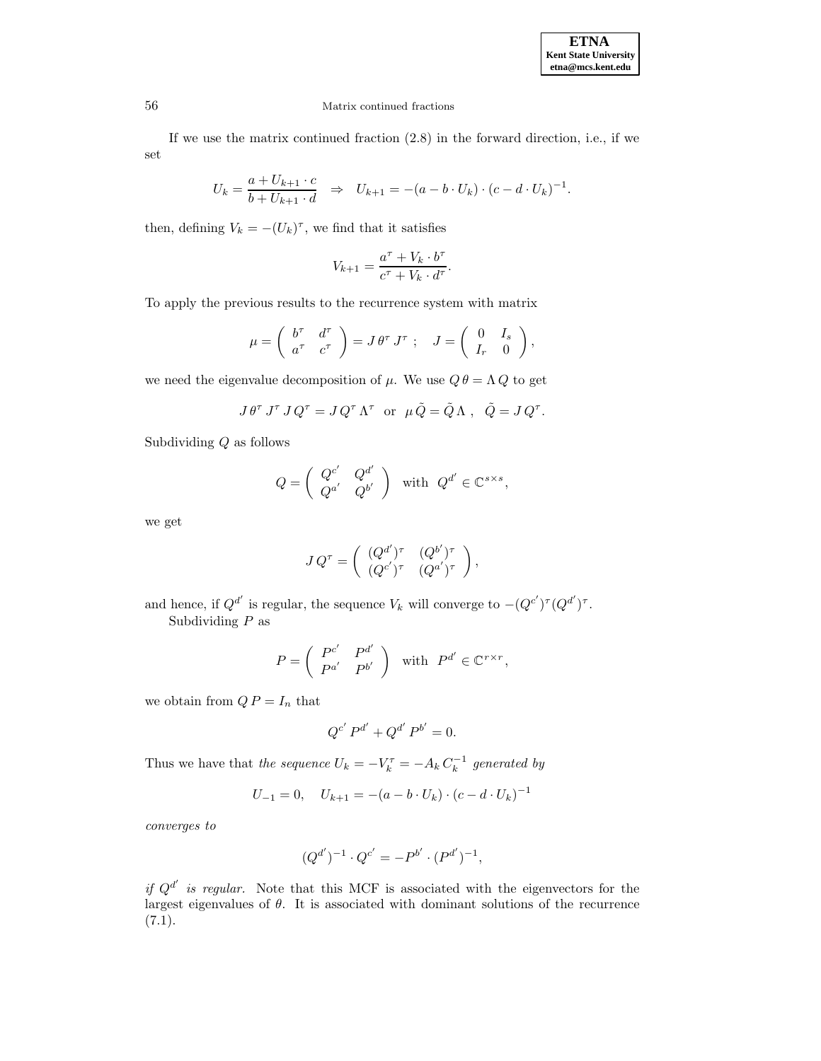If we use the matrix continued fraction (2.8) in the forward direction, i.e., if we set

$$U_k = \frac{a + U_{k+1} \cdot c}{b + U_{k+1} \cdot d} \quad \Rightarrow \quad U_{k+1} = -(a - b \cdot U_k) \cdot (c - d \cdot U_k)^{-1}.$$

then, defining $V_k = -(U_k)^\tau$, we find that it satisfies

$$V_{k+1} = \frac{a^\tau + V_k \cdot b^\tau}{c^\tau + V_k \cdot d^\tau}.$$

To apply the previous results to the recurrence system with matrix

$$\mu = \begin{pmatrix} b^\tau & d^\tau \\ a^\tau & c^\tau \end{pmatrix} = J\, \theta^\tau\, J^\tau \ ; \quad J = \begin{pmatrix} 0 & I_s \\ I_r & 0 \end{pmatrix},$$

we need the eigenvalue decomposition of $\mu$. We use $Q\,\theta = \Lambda\, Q$ to get

$$J\, \theta^\tau\, J^\tau\, J\, Q^\tau = J\, Q^\tau\, \Lambda^\tau \quad \text{or} \quad \mu\, \tilde{Q} = \tilde{Q}\, \Lambda\ , \quad \tilde{Q} = J\, Q^\tau.$$

Subdividing $Q$ as follows

$$Q = \begin{pmatrix} Q^{c'} & Q^{d'} \\ Q^{a'} & Q^{b'} \end{pmatrix} \quad \text{with} \quad Q^{d'} \in \mathbb{C}^{s \times s},$$

we get

$$J\, Q^\tau = \begin{pmatrix} (Q^{d'})^\tau & (Q^{b'})^\tau \\ (Q^{c'})^\tau & (Q^{a'})^\tau \end{pmatrix},$$

and hence, if $Q^{d'}$ is regular, the sequence $V_k$ will converge to $-(Q^{c'})^\tau (Q^{d'})^\tau$.

Subdividing $P$ as

$$P = \begin{pmatrix} P^{c'} & P^{d'} \\ P^{a'} & P^{b'} \end{pmatrix} \quad \text{with} \quad P^{d'} \in \mathbb{C}^{r \times r},$$

we obtain from $Q\,P = I_n$ that

$$Q^{c'}\, P^{d'} + Q^{d'}\, P^{b'} = 0.$$

Thus we have that *the sequence* $U_k = -V_k^\tau = -A_k\, C_k^{-1}$ *generated by*

$$U_{-1} = 0, \quad U_{k+1} = -(a - b \cdot U_k) \cdot (c - d \cdot U_k)^{-1}$$

*converges to*

$$(Q^{d'})^{-1} \cdot Q^{c'} = -P^{b'} \cdot (P^{d'})^{-1},$$

*if* $Q^{d'}$ *is regular.* Note that this MCF is associated with the eigenvectors for the largest eigenvalues of $\theta$. It is associated with dominant solutions of the recurrence (7.1).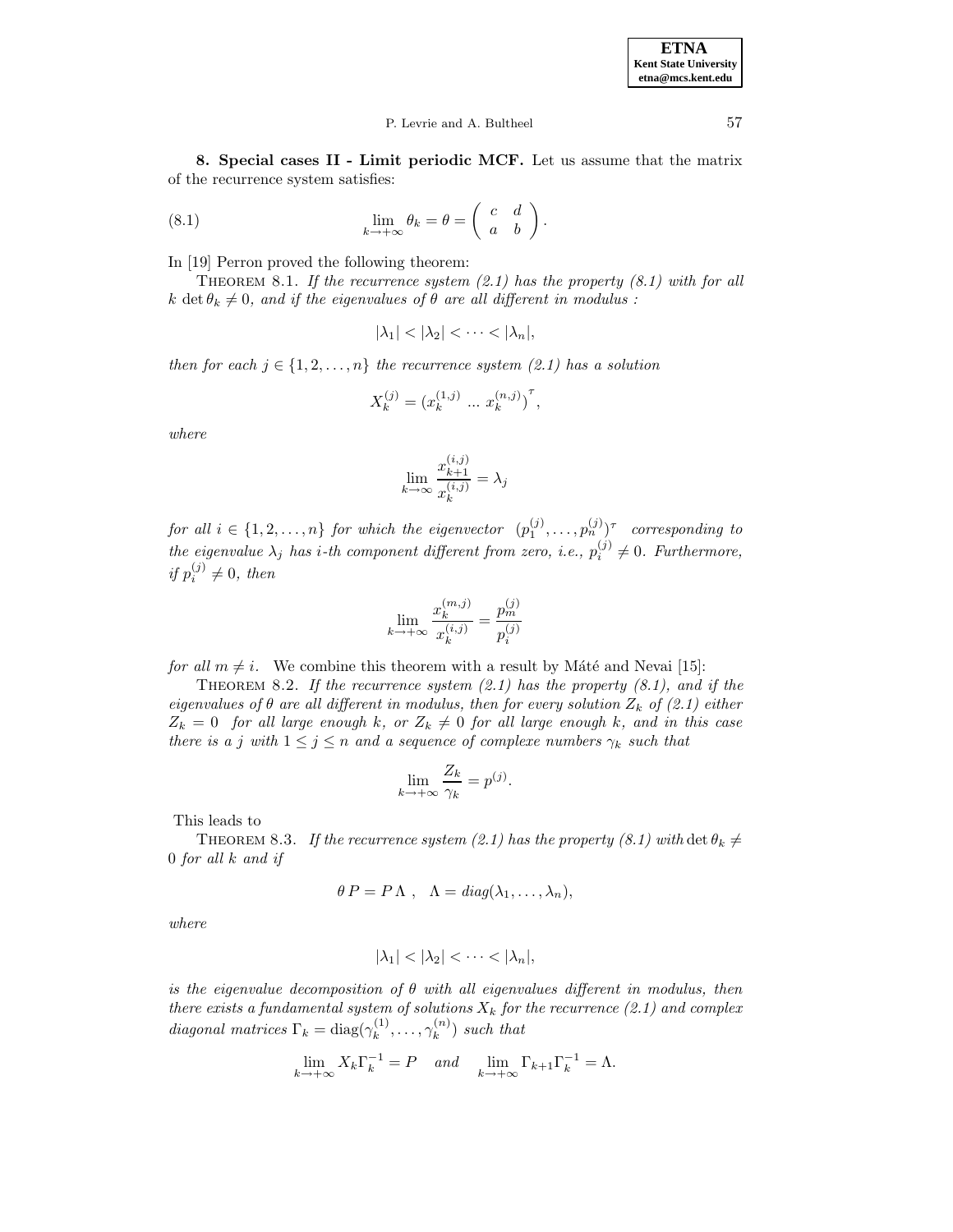**8. Special cases II - Limit periodic MCF.** Let us assume that the matrix of the recurrence system satisfies:

$$\lim_{k\to+\infty} \theta_k = \theta = \begin{pmatrix} c & d \\ a & b \end{pmatrix}. \tag{8.1}$$

In [19] Perron proved the following theorem:

THEOREM 8.1. *If the recurrence system (2.1) has the property (8.1) with for all $k$ $\det \theta_k \neq 0$, and if the eigenvalues of $\theta$ are all different in modulus :*

$$|\lambda_1| < |\lambda_2| < \cdots < |\lambda_n|,$$

*then for each $j \in \{1, 2, \ldots, n\}$ the recurrence system (2.1) has a solution*

$$X_k^{(j)} = (x_k^{(1,j)} \; ... \; x_k^{(n,j)})^{\tau},$$

*where*

$$\lim_{k\to\infty} \frac{x_{k+1}^{(i,j)}}{x_k^{(i,j)}} = \lambda_j$$

*for all $i \in \{1, 2, \ldots, n\}$ for which the eigenvector $(p_1^{(j)}, \ldots, p_n^{(j)})^{\tau}$ corresponding to the eigenvalue $\lambda_j$ has $i$-th component different from zero, i.e., $p_i^{(j)} \neq 0$. Furthermore, if $p_i^{(j)} \neq 0$, then*

$$\lim_{k\to+\infty} \frac{x_k^{(m,j)}}{x_k^{(i,j)}} = \frac{p_m^{(j)}}{p_i^{(j)}}$$

*for all $m \neq i$.* We combine this theorem with a result by Máté and Nevai [15]:

THEOREM 8.2. *If the recurrence system (2.1) has the property (8.1), and if the eigenvalues of $\theta$ are all different in modulus, then for every solution $Z_k$ of (2.1) either $Z_k = 0$ for all large enough $k$, or $Z_k \neq 0$ for all large enough $k$, and in this case there is a $j$ with $1 \leq j \leq n$ and a sequence of complexe numbers $\gamma_k$ such that*

$$\lim_{k\to+\infty} \frac{Z_k}{\gamma_k} = p^{(j)}.$$

This leads to

THEOREM 8.3. *If the recurrence system (2.1) has the property (8.1) with $\det \theta_k \neq 0$ for all $k$ and if*

$$\theta \, P = P \, \Lambda \;, \quad \Lambda = diag(\lambda_1, \ldots, \lambda_n),$$

*where*

$$|\lambda_1| < |\lambda_2| < \cdots < |\lambda_n|,$$

*is the eigenvalue decomposition of $\theta$ with all eigenvalues different in modulus, then there exists a fundamental system of solutions $X_k$ for the recurrence (2.1) and complex diagonal matrices $\Gamma_k = \text{diag}(\gamma_k^{(1)}, \ldots, \gamma_k^{(n)})$ such that*

$$\lim_{k\to+\infty} X_k \Gamma_k^{-1} = P \quad \textit{and} \quad \lim_{k\to+\infty} \Gamma_{k+1}\Gamma_k^{-1} = \Lambda.$$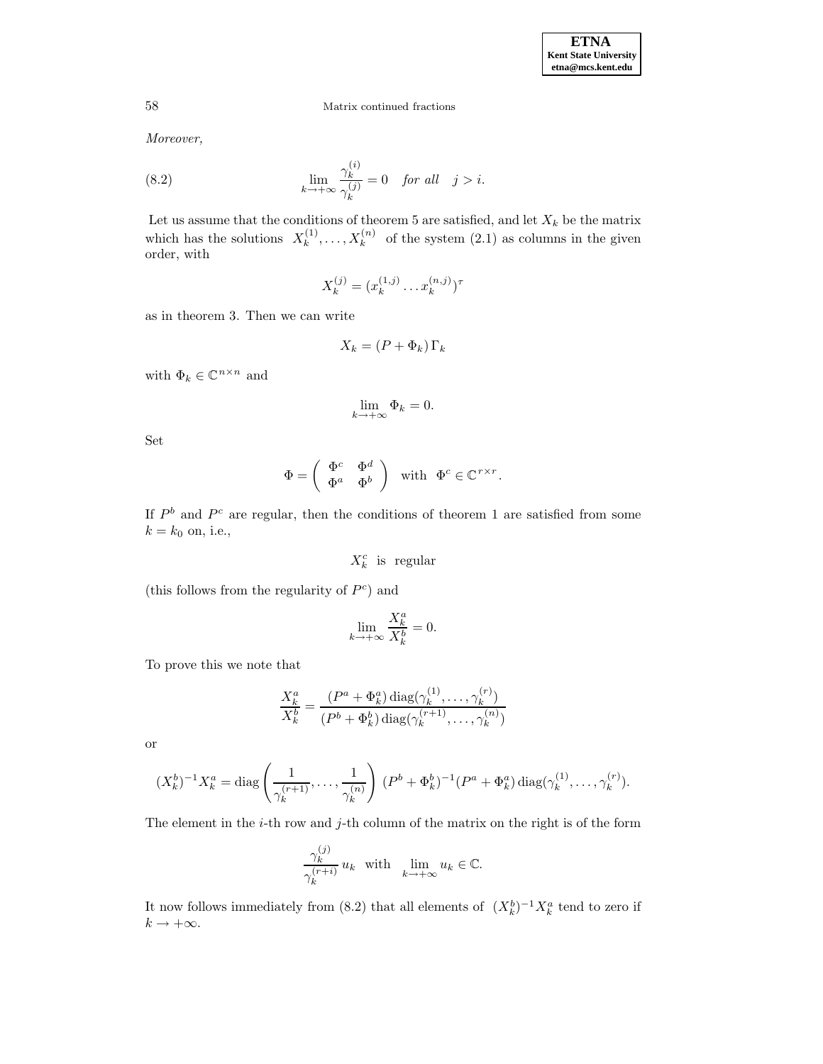*Moreover,*

$$\lim_{k\to+\infty} \frac{\gamma_k^{(i)}}{\gamma_k^{(j)}} = 0 \quad \textit{for all} \quad j > i. \tag{8.2}$$

Let us assume that the conditions of theorem 5 are satisfied, and let $X_k$ be the matrix which has the solutions $X_k^{(1)}, \ldots, X_k^{(n)}$ of the system (2.1) as columns in the given order, with

$$X_k^{(j)} = (x_k^{(1,j)} \ldots x_k^{(n,j)})^\tau$$

as in theorem 3. Then we can write

$$X_k = (P + \Phi_k)\,\Gamma_k$$

with $\Phi_k \in \mathbb{C}^{n\times n}$ and

$$\lim_{k\to+\infty} \Phi_k = 0.$$

Set

$$\Phi = \begin{pmatrix} \Phi^c & \Phi^d \\ \Phi^a & \Phi^b \end{pmatrix} \quad \text{with} \quad \Phi^c \in \mathbb{C}^{r\times r}.$$

If $P^b$ and $P^c$ are regular, then the conditions of theorem 1 are satisfied from some $k = k_0$ on, i.e.,

$$X_k^c \;\text{ is }\; \text{regular}$$

(this follows from the regularity of $P^c$) and

$$\lim_{k\to+\infty} \frac{X_k^a}{X_k^b} = 0.$$

To prove this we note that

$$\frac{X_k^a}{X_k^b} = \frac{(P^a + \Phi_k^a)\operatorname{diag}(\gamma_k^{(1)}, \ldots, \gamma_k^{(r)})}{(P^b + \Phi_k^b)\operatorname{diag}(\gamma_k^{(r+1)}, \ldots, \gamma_k^{(n)})}$$

or

$$(X_k^b)^{-1} X_k^a = \operatorname{diag}\left(\frac{1}{\gamma_k^{(r+1)}}, \ldots, \frac{1}{\gamma_k^{(n)}}\right)\,(P^b + \Phi_k^b)^{-1}(P^a + \Phi_k^a)\operatorname{diag}(\gamma_k^{(1)}, \ldots, \gamma_k^{(r)}).$$

The element in the $i$-th row and $j$-th column of the matrix on the right is of the form

$$\frac{\gamma_k^{(j)}}{\gamma_k^{(r+i)}}\,u_k \quad \text{with} \quad \lim_{k\to+\infty} u_k \in \mathbb{C}.$$

It now follows immediately from (8.2) that all elements of $(X_k^b)^{-1} X_k^a$ tend to zero if $k \to +\infty$.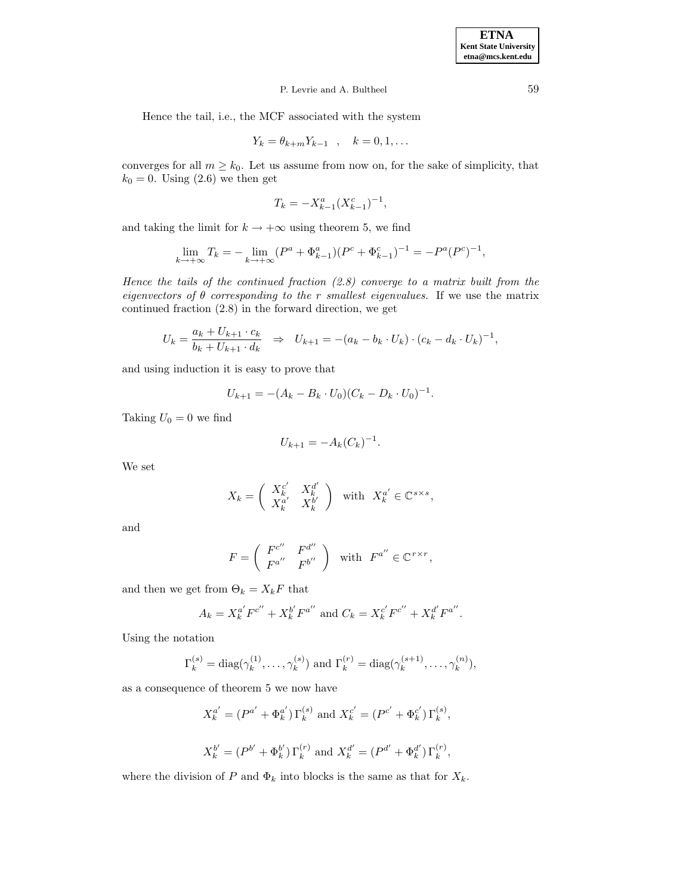Hence the tail, i.e., the MCF associated with the system

$$Y_k = \theta_{k+m} Y_{k-1} \quad , \quad k = 0, 1, \ldots$$

converges for all $m \geq k_0$. Let us assume from now on, for the sake of simplicity, that $k_0 = 0$. Using (2.6) we then get

$$T_k = -X_{k-1}^a (X_{k-1}^c)^{-1},$$

and taking the limit for $k \to +\infty$ using theorem 5, we find

$$\lim_{k\to+\infty} T_k = -\lim_{k\to+\infty} (P^a + \Phi_{k-1}^a)(P^c + \Phi_{k-1}^c)^{-1} = -P^a (P^c)^{-1},$$

*Hence the tails of the continued fraction (2.8) converge to a matrix built from the eigenvectors of $\theta$ corresponding to the $r$ smallest eigenvalues.* If we use the matrix continued fraction (2.8) in the forward direction, we get

$$U_k = \frac{a_k + U_{k+1} \cdot c_k}{b_k + U_{k+1} \cdot d_k} \quad \Rightarrow \quad U_{k+1} = -(a_k - b_k \cdot U_k) \cdot (c_k - d_k \cdot U_k)^{-1},$$

and using induction it is easy to prove that

$$U_{k+1} = -(A_k - B_k \cdot U_0)(C_k - D_k \cdot U_0)^{-1}.$$

Taking $U_0 = 0$ we find

$$U_{k+1} = -A_k (C_k)^{-1}.$$

We set

$$X_k = \begin{pmatrix} X_k^{c'} & X_k^{d'} \\ X_k^{a'} & X_k^{b'} \end{pmatrix} \quad \text{with} \quad X_k^{a'} \in \mathbb{C}^{s\times s},$$

and

$$F = \begin{pmatrix} F^{c''} & F^{d''} \\ F^{a''} & F^{b''} \end{pmatrix} \quad \text{with} \quad F^{a''} \in \mathbb{C}^{r\times r},$$

and then we get from $\Theta_k = X_k F$ that

$$A_k = X_k^{a'} F^{c''} + X_k^{b'} F^{a''} \text{ and } C_k = X_k^{c'} F^{c''} + X_k^{d'} F^{a''}.$$

Using the notation

$$\Gamma_k^{(s)} = \operatorname{diag}(\gamma_k^{(1)}, \ldots, \gamma_k^{(s)}) \text{ and } \Gamma_k^{(r)} = \operatorname{diag}(\gamma_k^{(s+1)}, \ldots, \gamma_k^{(n)}),$$

as a consequence of theorem 5 we now have

$$X_k^{a'} = (P^{a'} + \Phi_k^{a'})\, \Gamma_k^{(s)} \text{ and } X_k^{c'} = (P^{c'} + \Phi_k^{c'})\, \Gamma_k^{(s)},$$

$$X_k^{b'} = (P^{b'} + \Phi_k^{b'})\, \Gamma_k^{(r)} \text{ and } X_k^{d'} = (P^{d'} + \Phi_k^{d'})\, \Gamma_k^{(r)},$$

where the division of $P$ and $\Phi_k$ into blocks is the same as that for $X_k$.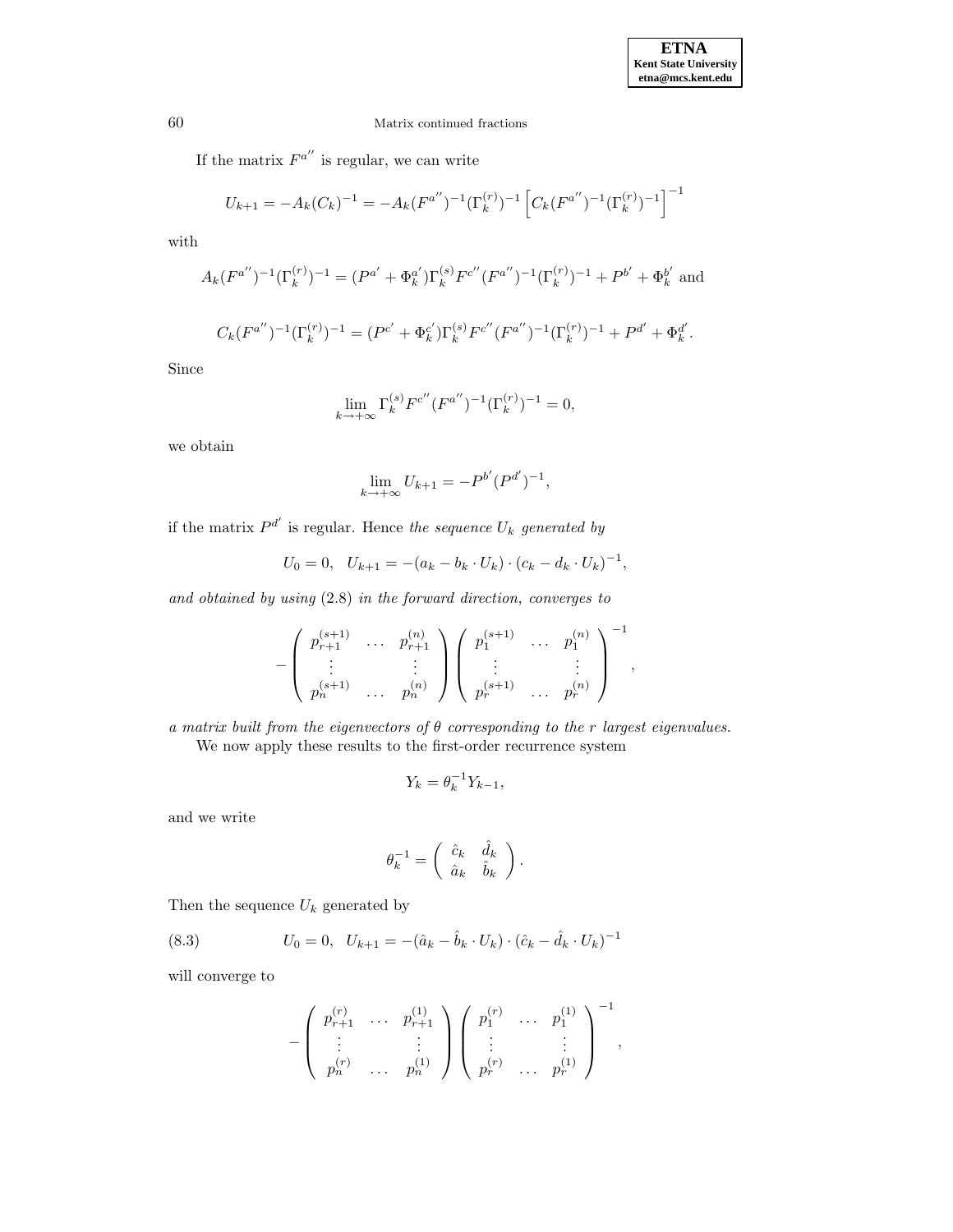If the matrix $F^{a''}$ is regular, we can write

$$U_{k+1} = -A_k(C_k)^{-1} = -A_k(F^{a''})^{-1}(\Gamma_k^{(r)})^{-1}\left[C_k(F^{a''})^{-1}(\Gamma_k^{(r)})^{-1}\right]^{-1}$$

with

$$A_k(F^{a''})^{-1}(\Gamma_k^{(r)})^{-1} = (P^{a'} + \Phi_k^{a'})\Gamma_k^{(s)}F^{c''}(F^{a''})^{-1}(\Gamma_k^{(r)})^{-1} + P^{b'} + \Phi_k^{b'} \text{ and}$$

$$C_k(F^{a''})^{-1}(\Gamma_k^{(r)})^{-1} = (P^{c'} + \Phi_k^{c'})\Gamma_k^{(s)}F^{c''}(F^{a''})^{-1}(\Gamma_k^{(r)})^{-1} + P^{d'} + \Phi_k^{d'}.$$

Since

$$\lim_{k\to+\infty} \Gamma_k^{(s)}F^{c''}(F^{a''})^{-1}(\Gamma_k^{(r)})^{-1} = 0,$$

we obtain

$$\lim_{k\to+\infty} U_{k+1} = -P^{b'}(P^{d'})^{-1},$$

if the matrix $P^{d'}$ is regular. Hence *the sequence $U_k$ generated by*

$$U_0 = 0, \quad U_{k+1} = -(a_k - b_k \cdot U_k)\cdot(c_k - d_k \cdot U_k)^{-1},$$

*and obtained by using* (2.8) *in the forward direction, converges to*

$$-\begin{pmatrix} p_{r+1}^{(s+1)} & \dots & p_{r+1}^{(n)} \\ \vdots & & \vdots \\ p_n^{(s+1)} & \dots & p_n^{(n)} \end{pmatrix}\begin{pmatrix} p_1^{(s+1)} & \dots & p_1^{(n)} \\ \vdots & & \vdots \\ p_r^{(s+1)} & \dots & p_r^{(n)} \end{pmatrix}^{-1},$$

*a matrix built from the eigenvectors of $\theta$ corresponding to the $r$ largest eigenvalues.*

We now apply these results to the first-order recurrence system

$$Y_k = \theta_k^{-1}Y_{k-1},$$

and we write

$$\theta_k^{-1} = \begin{pmatrix} \hat{c}_k & \hat{d}_k \\ \hat{a}_k & \hat{b}_k \end{pmatrix}.$$

Then the sequence $U_k$ generated by

$$U_0 = 0, \quad U_{k+1} = -(\hat{a}_k - \hat{b}_k \cdot U_k)\cdot(\hat{c}_k - \hat{d}_k \cdot U_k)^{-1} \tag{8.3}$$

will converge to

$$-\begin{pmatrix} p_{r+1}^{(r)} & \dots & p_{r+1}^{(1)} \\ \vdots & & \vdots \\ p_n^{(r)} & \dots & p_n^{(1)} \end{pmatrix}\begin{pmatrix} p_1^{(r)} & \dots & p_1^{(1)} \\ \vdots & & \vdots \\ p_r^{(r)} & \dots & p_r^{(1)} \end{pmatrix}^{-1},$$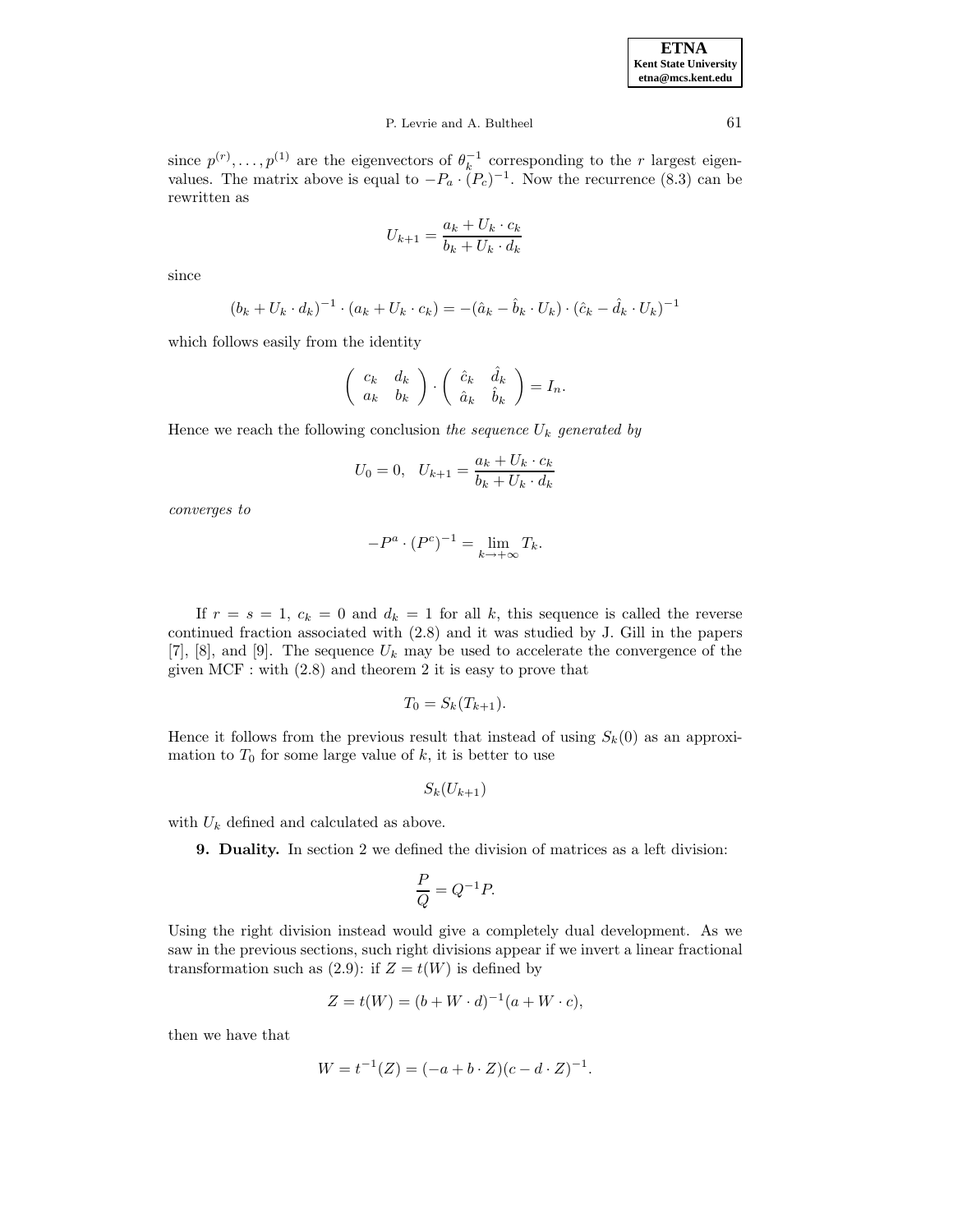since $p^{(r)}, \ldots, p^{(1)}$ are the eigenvectors of $\theta_k^{-1}$ corresponding to the $r$ largest eigenvalues. The matrix above is equal to $-P_a \cdot (P_c)^{-1}$. Now the recurrence (8.3) can be rewritten as

$$U_{k+1} = \frac{a_k + U_k \cdot c_k}{b_k + U_k \cdot d_k}$$

since

$$(b_k + U_k \cdot d_k)^{-1} \cdot (a_k + U_k \cdot c_k) = -(\hat{a}_k - \hat{b}_k \cdot U_k) \cdot (\hat{c}_k - \hat{d}_k \cdot U_k)^{-1}$$

which follows easily from the identity

$$\begin{pmatrix} c_k & d_k \\ a_k & b_k \end{pmatrix} \cdot \begin{pmatrix} \hat{c}_k & \hat{d}_k \\ \hat{a}_k & \hat{b}_k \end{pmatrix} = I_n.$$

Hence we reach the following conclusion *the sequence $U_k$ generated by*

$$U_0 = 0, \quad U_{k+1} = \frac{a_k + U_k \cdot c_k}{b_k + U_k \cdot d_k}$$

*converges to*

$$-P^a \cdot (P^c)^{-1} = \lim_{k \to +\infty} T_k.$$

If $r = s = 1$, $c_k = 0$ and $d_k = 1$ for all $k$, this sequence is called the reverse continued fraction associated with (2.8) and it was studied by J. Gill in the papers [7], [8], and [9]. The sequence $U_k$ may be used to accelerate the convergence of the given MCF : with (2.8) and theorem 2 it is easy to prove that

$$T_0 = S_k(T_{k+1}).$$

Hence it follows from the previous result that instead of using $S_k(0)$ as an approximation to $T_0$ for some large value of $k$, it is better to use

$$S_k(U_{k+1})$$

with $U_k$ defined and calculated as above.

**9. Duality.** In section 2 we defined the division of matrices as a left division:

$$\frac{P}{Q} = Q^{-1}P.$$

Using the right division instead would give a completely dual development. As we saw in the previous sections, such right divisions appear if we invert a linear fractional transformation such as (2.9): if $Z = t(W)$ is defined by

$$Z = t(W) = (b + W \cdot d)^{-1}(a + W \cdot c),$$

then we have that

$$W = t^{-1}(Z) = (-a + b \cdot Z)(c - d \cdot Z)^{-1}.$$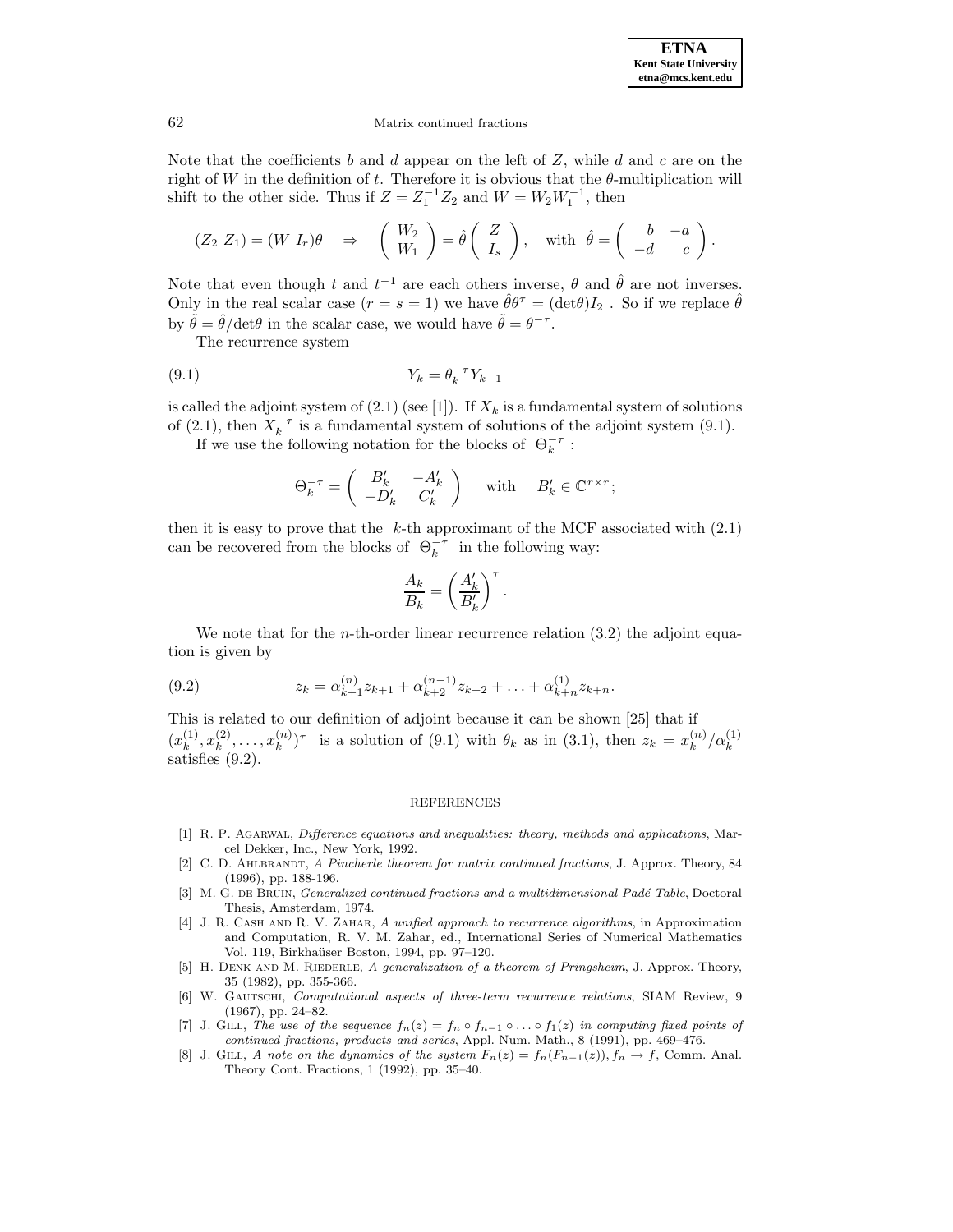Note that the coefficients $b$ and $d$ appear on the left of $Z$, while $d$ and $c$ are on the right of $W$ in the definition of $t$. Therefore it is obvious that the $\theta$-multiplication will shift to the other side. Thus if $Z = Z_1^{-1}Z_2$ and $W = W_2W_1^{-1}$, then

$$(Z_2\ Z_1) = (W\ I_r)\theta \quad \Rightarrow \quad \begin{pmatrix} W_2 \\ W_1 \end{pmatrix} = \hat{\theta} \begin{pmatrix} Z \\ I_s \end{pmatrix}, \quad \text{with } \hat{\theta} = \begin{pmatrix} b & -a \\ -d & c \end{pmatrix}.$$

Note that even though $t$ and $t^{-1}$ are each others inverse, $\theta$ and $\hat{\theta}$ are not inverses. Only in the real scalar case ($r = s = 1$) we have $\hat{\theta}\theta^{\tau} = (\det\theta)I_2$ . So if we replace $\hat{\theta}$ by $\tilde{\theta} = \hat{\theta}/\det\theta$ in the scalar case, we would have $\tilde{\theta} = \theta^{-\tau}$.

The recurrence system

$$Y_k = \theta_k^{-\tau} Y_{k-1} \tag{9.1}$$

is called the adjoint system of (2.1) (see [1]). If $X_k$ is a fundamental system of solutions of (2.1), then $X_k^{-\tau}$ is a fundamental system of solutions of the adjoint system (9.1).

If we use the following notation for the blocks of $\Theta_k^{-\tau}$ :

$$\Theta_k^{-\tau} = \begin{pmatrix} B'_k & -A'_k \\ -D'_k & C'_k \end{pmatrix} \quad \text{with} \quad B'_k \in \mathbb{C}^{r\times r};$$

then it is easy to prove that the $k$-th approximant of the MCF associated with (2.1) can be recovered from the blocks of $\Theta_k^{-\tau}$ in the following way:

$$\frac{A_k}{B_k} = \left(\frac{A'_k}{B'_k}\right)^{\tau}.$$

We note that for the $n$-th-order linear recurrence relation (3.2) the adjoint equation is given by

$$z_k = \alpha_{k+1}^{(n)} z_{k+1} + \alpha_{k+2}^{(n-1)} z_{k+2} + \ldots + \alpha_{k+n}^{(1)} z_{k+n}. \tag{9.2}$$

This is related to our definition of adjoint because it can be shown [25] that if $(x_k^{(1)}, x_k^{(2)}, \ldots, x_k^{(n)})^{\tau}$ is a solution of (9.1) with $\theta_k$ as in (3.1), then $z_k = x_k^{(n)}/\alpha_k^{(1)}$ satisfies (9.2).

## REFERENCES

[1] R. P. Agarwal, *Difference equations and inequalities: theory, methods and applications*, Marcel Dekker, Inc., New York, 1992.

[2] C. D. Ahlbrandt, *A Pincherle theorem for matrix continued fractions*, J. Approx. Theory, 84 (1996), pp. 188-196.

[3] M. G. de Bruin, *Generalized continued fractions and a multidimensional Padé Table*, Doctoral Thesis, Amsterdam, 1974.

[4] J. R. Cash and R. V. Zahar, *A unified approach to recurrence algorithms*, in Approximation and Computation, R. V. M. Zahar, ed., International Series of Numerical Mathematics Vol. 119, Birkhaüser Boston, 1994, pp. 97–120.

[5] H. Denk and M. Riederle, *A generalization of a theorem of Pringsheim*, J. Approx. Theory, 35 (1982), pp. 355-366.

[6] W. Gautschi, *Computational aspects of three-term recurrence relations*, SIAM Review, 9 (1967), pp. 24–82.

[7] J. Gill, *The use of the sequence $f_n(z) = f_n \circ f_{n-1} \circ \ldots \circ f_1(z)$ in computing fixed points of continued fractions, products and series*, Appl. Num. Math., 8 (1991), pp. 469–476.

[8] J. Gill, *A note on the dynamics of the system $F_n(z) = f_n(F_{n-1}(z)), f_n \to f$*, Comm. Anal. Theory Cont. Fractions, 1 (1992), pp. 35–40.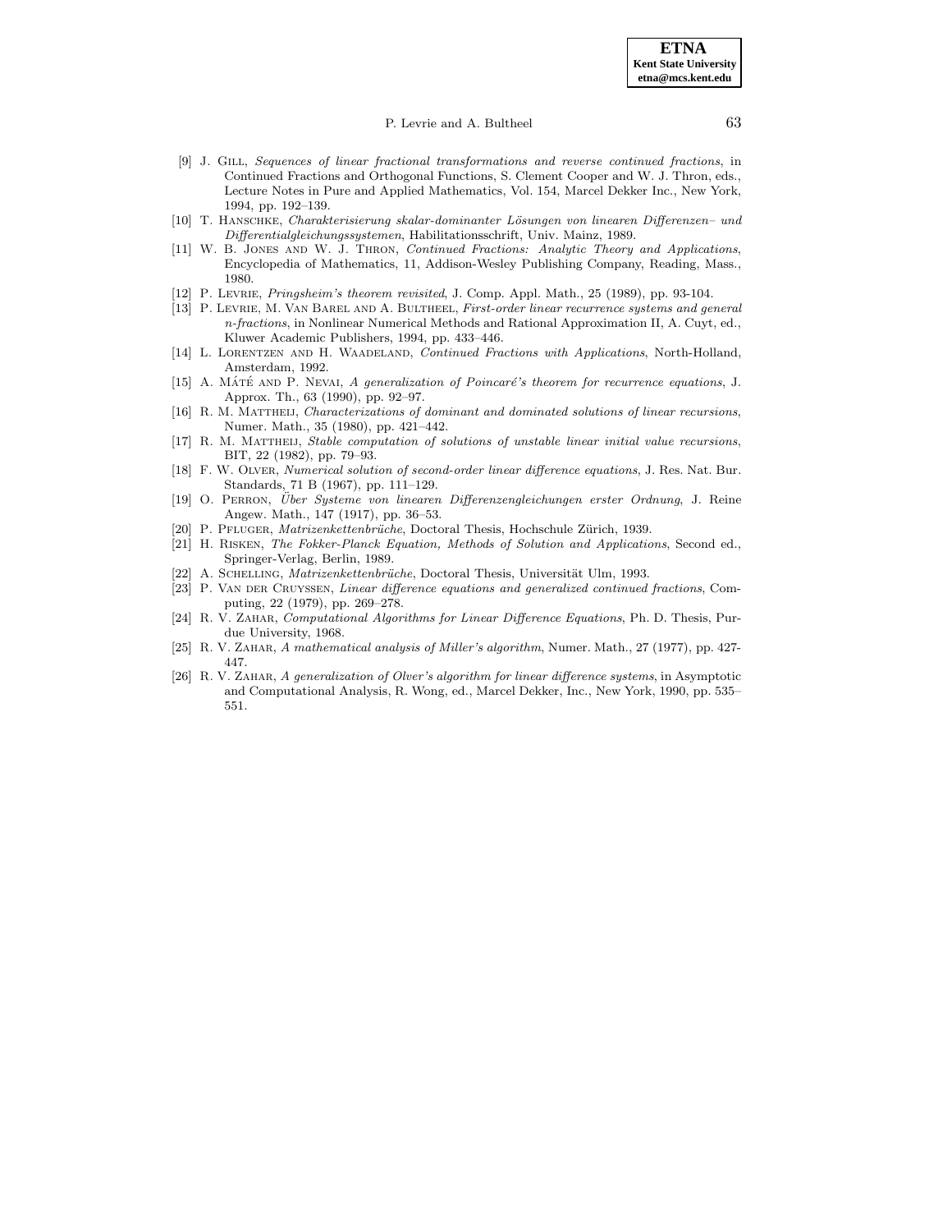[9] J. Gill, *Sequences of linear fractional transformations and reverse continued fractions*, in Continued Fractions and Orthogonal Functions, S. Clement Cooper and W. J. Thron, eds., Lecture Notes in Pure and Applied Mathematics, Vol. 154, Marcel Dekker Inc., New York, 1994, pp. 192–139.

[10] T. Hanschke, *Charakterisierung skalar-dominanter Lösungen von linearen Differenzen– und Differentialgleichungssystemen*, Habilitationsschrift, Univ. Mainz, 1989.

[11] W. B. Jones and W. J. Thron, *Continued Fractions: Analytic Theory and Applications*, Encyclopedia of Mathematics, 11, Addison-Wesley Publishing Company, Reading, Mass., 1980.

[12] P. Levrie, *Pringsheim's theorem revisited*, J. Comp. Appl. Math., 25 (1989), pp. 93-104.

[13] P. Levrie, M. Van Barel and A. Bultheel, *First-order linear recurrence systems and general n-fractions*, in Nonlinear Numerical Methods and Rational Approximation II, A. Cuyt, ed., Kluwer Academic Publishers, 1994, pp. 433–446.

[14] L. Lorentzen and H. Waadeland, *Continued Fractions with Applications*, North-Holland, Amsterdam, 1992.

[15] A. Máté and P. Nevai, *A generalization of Poincaré's theorem for recurrence equations*, J. Approx. Th., 63 (1990), pp. 92–97.

[16] R. M. Mattheij, *Characterizations of dominant and dominated solutions of linear recursions*, Numer. Math., 35 (1980), pp. 421–442.

[17] R. M. Mattheij, *Stable computation of solutions of unstable linear initial value recursions*, BIT, 22 (1982), pp. 79–93.

[18] F. W. Olver, *Numerical solution of second-order linear difference equations*, J. Res. Nat. Bur. Standards, 71 B (1967), pp. 111–129.

[19] O. Perron, *Über Systeme von linearen Differenzengleichungen erster Ordnung*, J. Reine Angew. Math., 147 (1917), pp. 36–53.

[20] P. Pfluger, *Matrizenkettenbrüche*, Doctoral Thesis, Hochschule Zürich, 1939.

[21] H. Risken, *The Fokker-Planck Equation, Methods of Solution and Applications*, Second ed., Springer-Verlag, Berlin, 1989.

[22] A. Schelling, *Matrizenkettenbrüche*, Doctoral Thesis, Universität Ulm, 1993.

[23] P. Van der Cruyssen, *Linear difference equations and generalized continued fractions*, Computing, 22 (1979), pp. 269–278.

[24] R. V. Zahar, *Computational Algorithms for Linear Difference Equations*, Ph. D. Thesis, Purdue University, 1968.

[25] R. V. Zahar, *A mathematical analysis of Miller's algorithm*, Numer. Math., 27 (1977), pp. 427-447.

[26] R. V. Zahar, *A generalization of Olver's algorithm for linear difference systems*, in Asymptotic and Computational Analysis, R. Wong, ed., Marcel Dekker, Inc., New York, 1990, pp. 535–551.